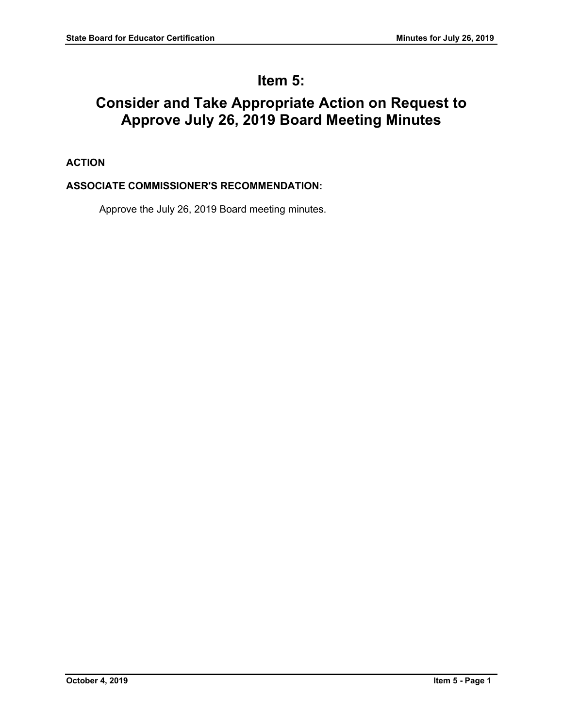# Item 5:

# Consider and Take Appropriate Action on Request to Approve July 26, 2019 Board Meeting Minutes

**ACTION**

**ASSOCIATE COMMISSIONER'S RECOMMENDATION:**

Approve the July 26, 2019 Board meeting minutes.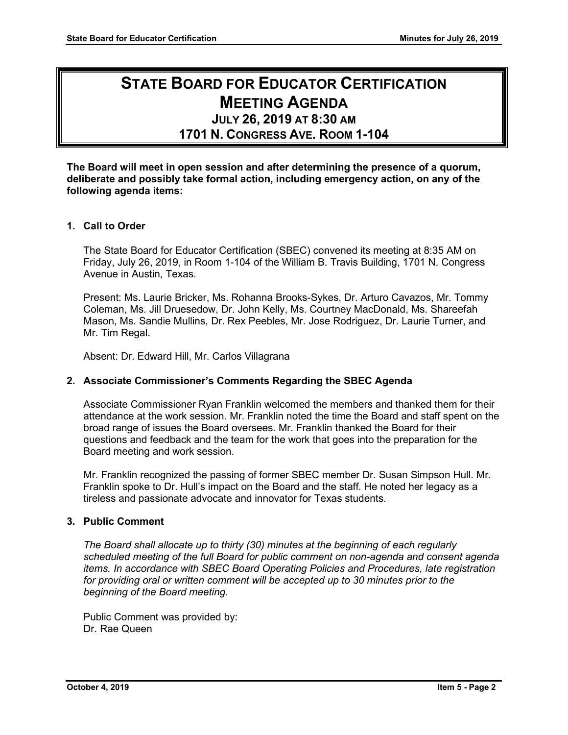# State Board for Educator Certification Meeting Agenda

## July 26, 2019 at 8:30 AM

## 1701 N. Congress Ave. Room 1-104

**The Board will meet in open session and after determining the presence of a quorum, deliberate and possibly take formal action, including emergency action, on any of the following agenda items:**

### 1. Call to Order

The State Board for Educator Certification (SBEC) convened its meeting at 8:35 AM on Friday, July 26, 2019, in Room 1-104 of the William B. Travis Building, 1701 N. Congress Avenue in Austin, Texas.

Present: Ms. Laurie Bricker, Ms. Rohanna Brooks-Sykes, Dr. Arturo Cavazos, Mr. Tommy Coleman, Ms. Jill Druesedow, Dr. John Kelly, Ms. Courtney MacDonald, Ms. Shareefah Mason, Ms. Sandie Mullins, Dr. Rex Peebles, Mr. Jose Rodriguez, Dr. Laurie Turner, and Mr. Tim Regal.

Absent: Dr. Edward Hill, Mr. Carlos Villagrana

### 2. Associate Commissioner's Comments Regarding the SBEC Agenda

Associate Commissioner Ryan Franklin welcomed the members and thanked them for their attendance at the work session. Mr. Franklin noted the time the Board and staff spent on the broad range of issues the Board oversees. Mr. Franklin thanked the Board for their questions and feedback and the team for the work that goes into the preparation for the Board meeting and work session.

Mr. Franklin recognized the passing of former SBEC member Dr. Susan Simpson Hull. Mr. Franklin spoke to Dr. Hull's impact on the Board and the staff. He noted her legacy as a tireless and passionate advocate and innovator for Texas students.

### 3. Public Comment

*The Board shall allocate up to thirty (30) minutes at the beginning of each regularly scheduled meeting of the full Board for public comment on non-agenda and consent agenda items. In accordance with SBEC Board Operating Policies and Procedures, late registration for providing oral or written comment will be accepted up to 30 minutes prior to the beginning of the Board meeting.*

Public Comment was provided by:
Dr. Rae Queen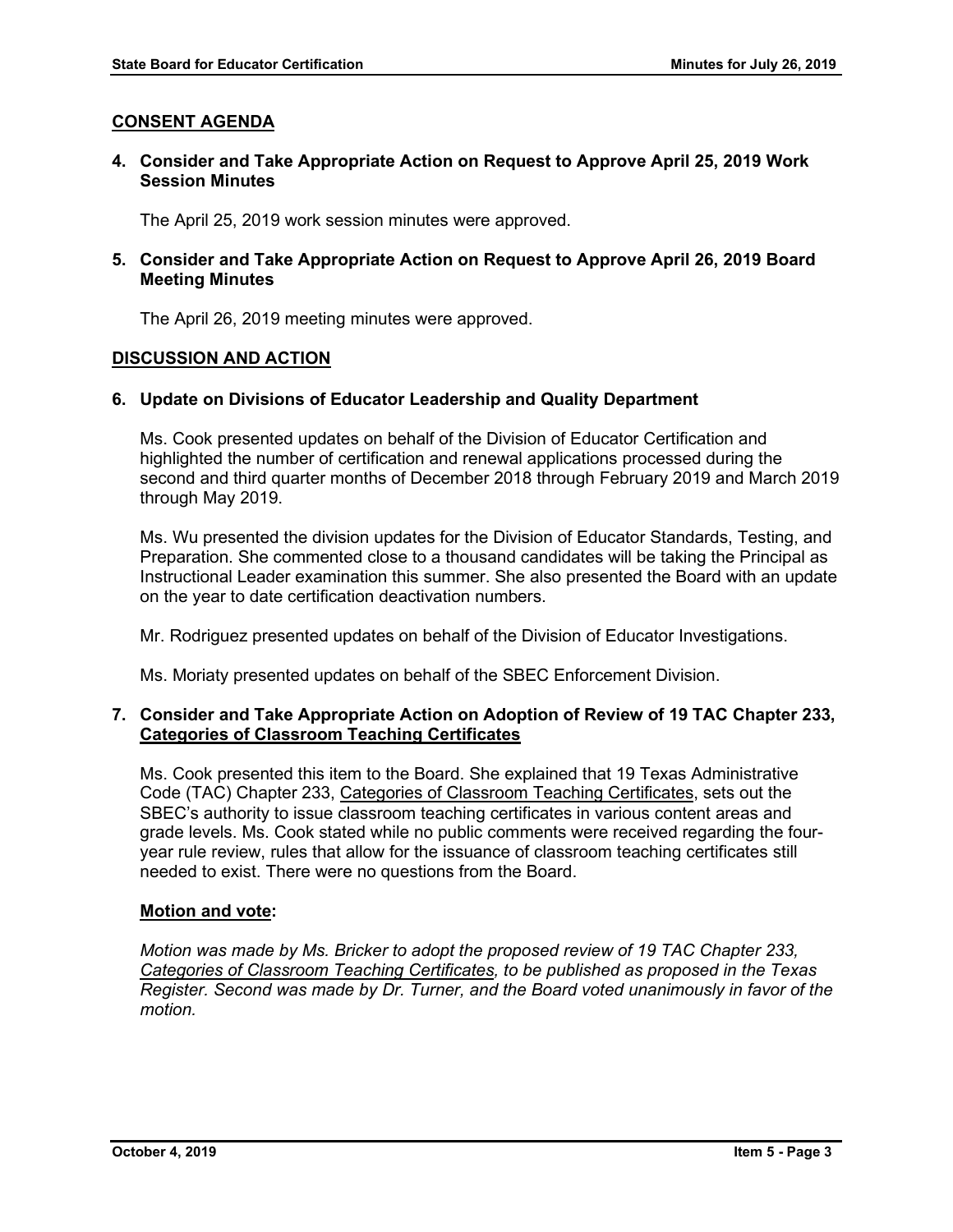**CONSENT AGENDA**

**4. Consider and Take Appropriate Action on Request to Approve April 25, 2019 Work Session Minutes**

The April 25, 2019 work session minutes were approved.

**5. Consider and Take Appropriate Action on Request to Approve April 26, 2019 Board Meeting Minutes**

The April 26, 2019 meeting minutes were approved.

**DISCUSSION AND ACTION**

**6. Update on Divisions of Educator Leadership and Quality Department**

Ms. Cook presented updates on behalf of the Division of Educator Certification and highlighted the number of certification and renewal applications processed during the second and third quarter months of December 2018 through February 2019 and March 2019 through May 2019.

Ms. Wu presented the division updates for the Division of Educator Standards, Testing, and Preparation. She commented close to a thousand candidates will be taking the Principal as Instructional Leader examination this summer. She also presented the Board with an update on the year to date certification deactivation numbers.

Mr. Rodriguez presented updates on behalf of the Division of Educator Investigations.

Ms. Moriaty presented updates on behalf of the SBEC Enforcement Division.

**7. Consider and Take Appropriate Action on Adoption of Review of 19 TAC Chapter 233, Categories of Classroom Teaching Certificates**

Ms. Cook presented this item to the Board. She explained that 19 Texas Administrative Code (TAC) Chapter 233, Categories of Classroom Teaching Certificates, sets out the SBEC's authority to issue classroom teaching certificates in various content areas and grade levels. Ms. Cook stated while no public comments were received regarding the four-year rule review, rules that allow for the issuance of classroom teaching certificates still needed to exist. There were no questions from the Board.

**Motion and vote:**

*Motion was made by Ms. Bricker to adopt the proposed review of 19 TAC Chapter 233, Categories of Classroom Teaching Certificates, to be published as proposed in the Texas Register. Second was made by Dr. Turner, and the Board voted unanimously in favor of the motion.*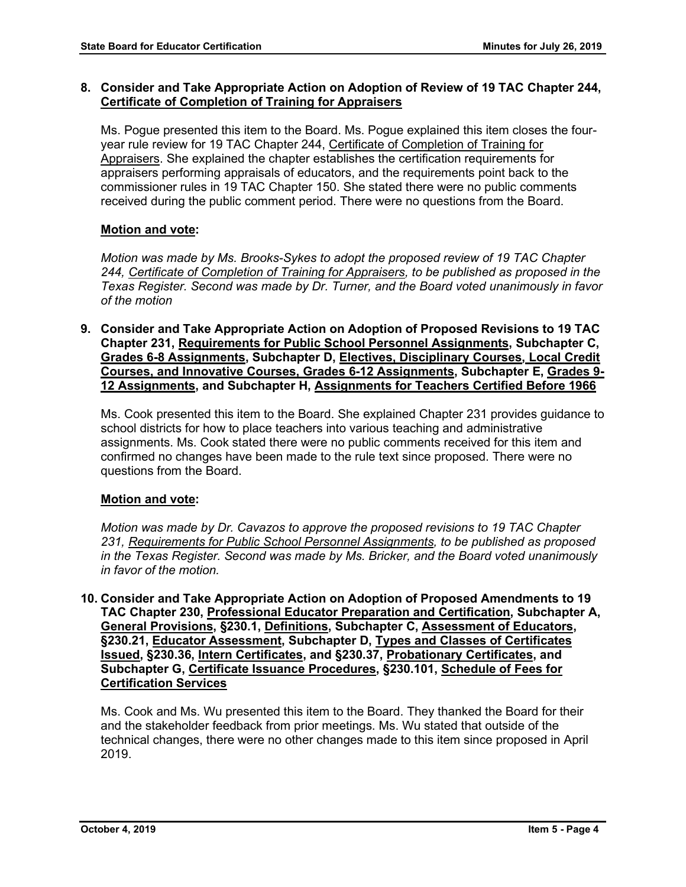**8. Consider and Take Appropriate Action on Adoption of Review of 19 TAC Chapter 244, Certificate of Completion of Training for Appraisers**

Ms. Pogue presented this item to the Board. Ms. Pogue explained this item closes the four-year rule review for 19 TAC Chapter 244, Certificate of Completion of Training for Appraisers. She explained the chapter establishes the certification requirements for appraisers performing appraisals of educators, and the requirements point back to the commissioner rules in 19 TAC Chapter 150. She stated there were no public comments received during the public comment period. There were no questions from the Board.

**Motion and vote:**

*Motion was made by Ms. Brooks-Sykes to adopt the proposed review of 19 TAC Chapter 244, Certificate of Completion of Training for Appraisers, to be published as proposed in the Texas Register. Second was made by Dr. Turner, and the Board voted unanimously in favor of the motion*

**9. Consider and Take Appropriate Action on Adoption of Proposed Revisions to 19 TAC Chapter 231, Requirements for Public School Personnel Assignments, Subchapter C, Grades 6-8 Assignments, Subchapter D, Electives, Disciplinary Courses, Local Credit Courses, and Innovative Courses, Grades 6-12 Assignments, Subchapter E, Grades 9-12 Assignments, and Subchapter H, Assignments for Teachers Certified Before 1966**

Ms. Cook presented this item to the Board. She explained Chapter 231 provides guidance to school districts for how to place teachers into various teaching and administrative assignments. Ms. Cook stated there were no public comments received for this item and confirmed no changes have been made to the rule text since proposed. There were no questions from the Board.

**Motion and vote:**

*Motion was made by Dr. Cavazos to approve the proposed revisions to 19 TAC Chapter 231, Requirements for Public School Personnel Assignments, to be published as proposed in the Texas Register. Second was made by Ms. Bricker, and the Board voted unanimously in favor of the motion.*

**10. Consider and Take Appropriate Action on Adoption of Proposed Amendments to 19 TAC Chapter 230, Professional Educator Preparation and Certification, Subchapter A, General Provisions, §230.1, Definitions, Subchapter C, Assessment of Educators, §230.21, Educator Assessment, Subchapter D, Types and Classes of Certificates Issued, §230.36, Intern Certificates, and §230.37, Probationary Certificates, and Subchapter G, Certificate Issuance Procedures, §230.101, Schedule of Fees for Certification Services**

Ms. Cook and Ms. Wu presented this item to the Board. They thanked the Board for their and the stakeholder feedback from prior meetings. Ms. Wu stated that outside of the technical changes, there were no other changes made to this item since proposed in April 2019.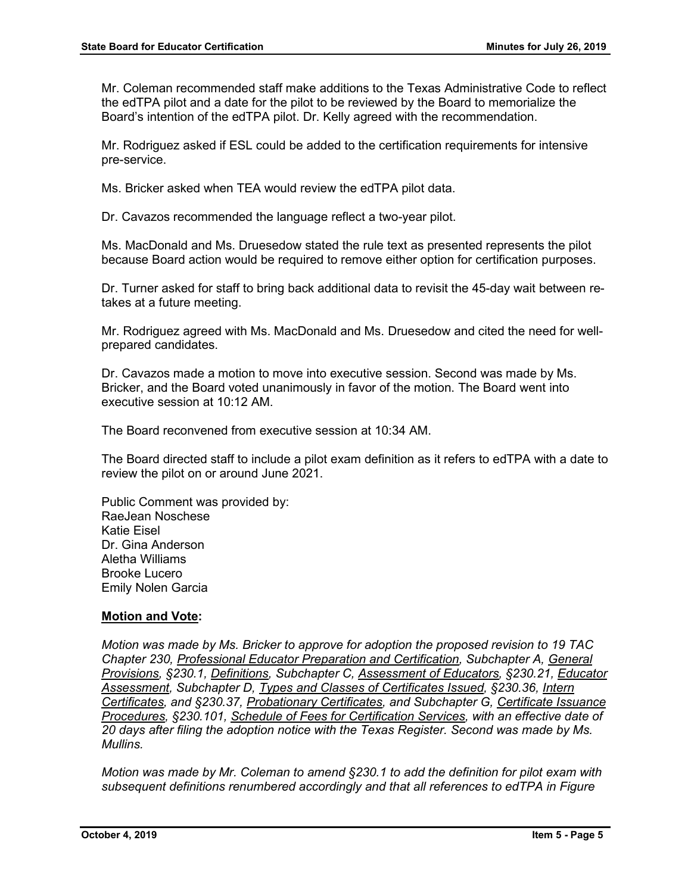Mr. Coleman recommended staff make additions to the Texas Administrative Code to reflect the edTPA pilot and a date for the pilot to be reviewed by the Board to memorialize the Board's intention of the edTPA pilot. Dr. Kelly agreed with the recommendation.

Mr. Rodriguez asked if ESL could be added to the certification requirements for intensive pre-service.

Ms. Bricker asked when TEA would review the edTPA pilot data.

Dr. Cavazos recommended the language reflect a two-year pilot.

Ms. MacDonald and Ms. Druesedow stated the rule text as presented represents the pilot because Board action would be required to remove either option for certification purposes.

Dr. Turner asked for staff to bring back additional data to revisit the 45-day wait between re-takes at a future meeting.

Mr. Rodriguez agreed with Ms. MacDonald and Ms. Druesedow and cited the need for well-prepared candidates.

Dr. Cavazos made a motion to move into executive session. Second was made by Ms. Bricker, and the Board voted unanimously in favor of the motion. The Board went into executive session at 10:12 AM.

The Board reconvened from executive session at 10:34 AM.

The Board directed staff to include a pilot exam definition as it refers to edTPA with a date to review the pilot on or around June 2021.

Public Comment was provided by:
RaeJean Noschese
Katie Eisel
Dr. Gina Anderson
Aletha Williams
Brooke Lucero
Emily Nolen Garcia

**Motion and Vote:**

*Motion was made by Ms. Bricker to approve for adoption the proposed revision to 19 TAC Chapter 230, Professional Educator Preparation and Certification, Subchapter A, General Provisions, §230.1, Definitions, Subchapter C, Assessment of Educators, §230.21, Educator Assessment, Subchapter D, Types and Classes of Certificates Issued, §230.36, Intern Certificates, and §230.37, Probationary Certificates, and Subchapter G, Certificate Issuance Procedures, §230.101, Schedule of Fees for Certification Services, with an effective date of 20 days after filing the adoption notice with the Texas Register. Second was made by Ms. Mullins.*

*Motion was made by Mr. Coleman to amend §230.1 to add the definition for pilot exam with subsequent definitions renumbered accordingly and that all references to edTPA in Figure*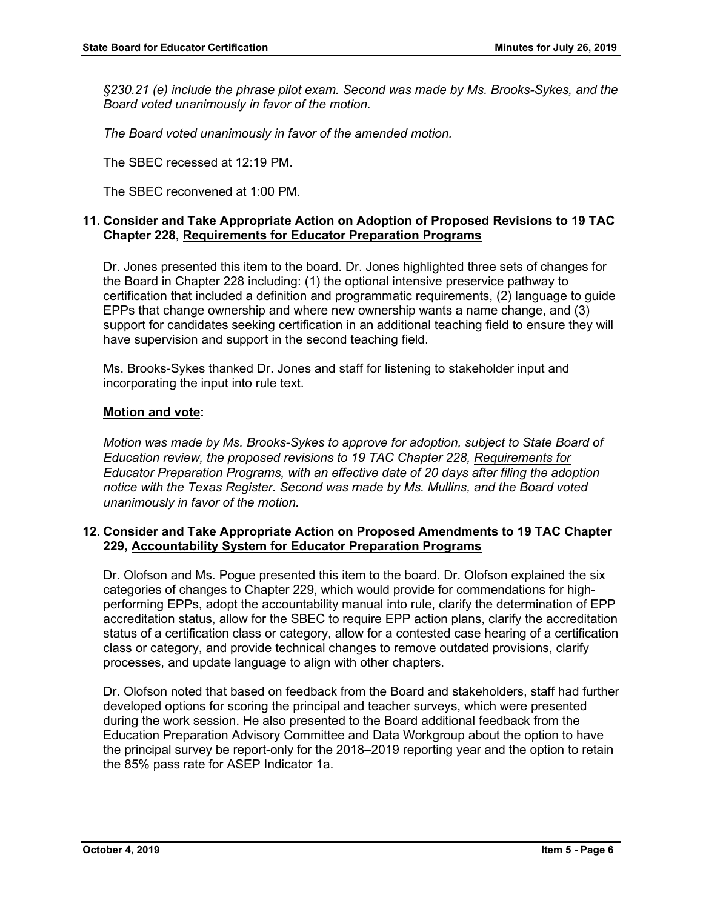*§230.21 (e) include the phrase pilot exam. Second was made by Ms. Brooks-Sykes, and the Board voted unanimously in favor of the motion.*

*The Board voted unanimously in favor of the amended motion.*

The SBEC recessed at 12:19 PM.

The SBEC reconvened at 1:00 PM.

### 11. Consider and Take Appropriate Action on Adoption of Proposed Revisions to 19 TAC Chapter 228, Requirements for Educator Preparation Programs

Dr. Jones presented this item to the board. Dr. Jones highlighted three sets of changes for the Board in Chapter 228 including: (1) the optional intensive preservice pathway to certification that included a definition and programmatic requirements, (2) language to guide EPPs that change ownership and where new ownership wants a name change, and (3) support for candidates seeking certification in an additional teaching field to ensure they will have supervision and support in the second teaching field.

Ms. Brooks-Sykes thanked Dr. Jones and staff for listening to stakeholder input and incorporating the input into rule text.

**Motion and vote:**

*Motion was made by Ms. Brooks-Sykes to approve for adoption, subject to State Board of Education review, the proposed revisions to 19 TAC Chapter 228, Requirements for Educator Preparation Programs, with an effective date of 20 days after filing the adoption notice with the Texas Register. Second was made by Ms. Mullins, and the Board voted unanimously in favor of the motion.*

### 12. Consider and Take Appropriate Action on Proposed Amendments to 19 TAC Chapter 229, Accountability System for Educator Preparation Programs

Dr. Olofson and Ms. Pogue presented this item to the board. Dr. Olofson explained the six categories of changes to Chapter 229, which would provide for commendations for high-performing EPPs, adopt the accountability manual into rule, clarify the determination of EPP accreditation status, allow for the SBEC to require EPP action plans, clarify the accreditation status of a certification class or category, allow for a contested case hearing of a certification class or category, and provide technical changes to remove outdated provisions, clarify processes, and update language to align with other chapters.

Dr. Olofson noted that based on feedback from the Board and stakeholders, staff had further developed options for scoring the principal and teacher surveys, which were presented during the work session. He also presented to the Board additional feedback from the Education Preparation Advisory Committee and Data Workgroup about the option to have the principal survey be report-only for the 2018–2019 reporting year and the option to retain the 85% pass rate for ASEP Indicator 1a.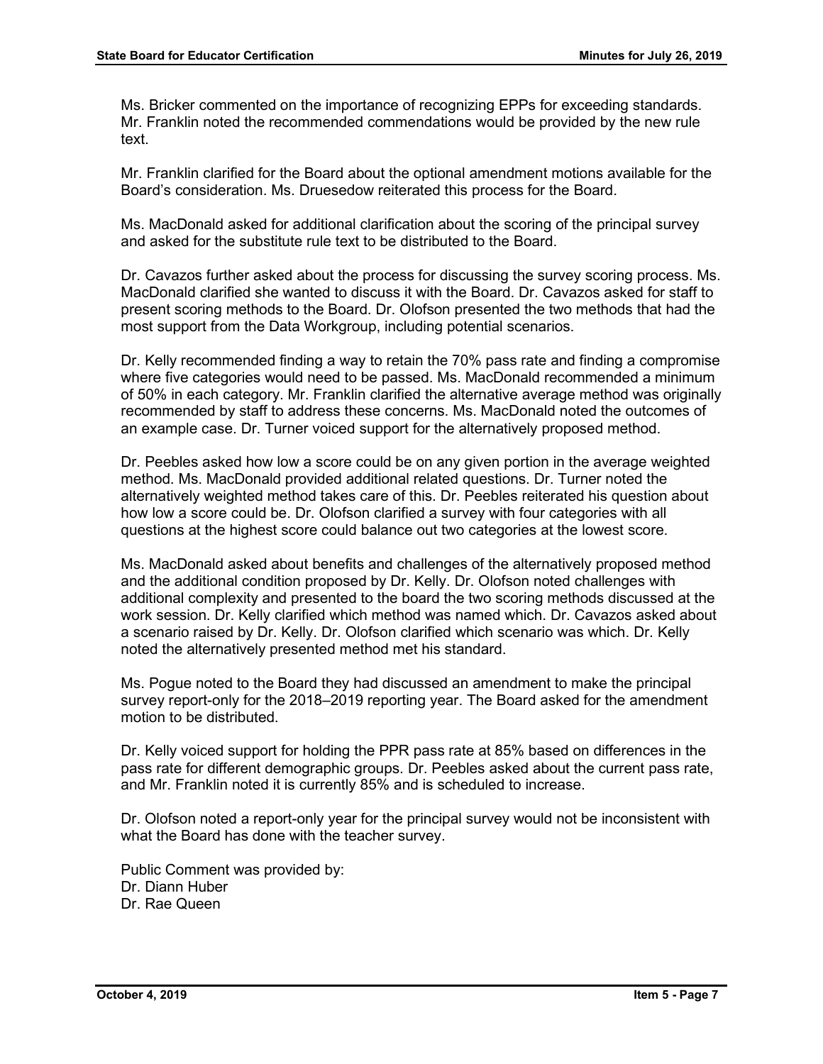Ms. Bricker commented on the importance of recognizing EPPs for exceeding standards. Mr. Franklin noted the recommended commendations would be provided by the new rule text.

Mr. Franklin clarified for the Board about the optional amendment motions available for the Board's consideration. Ms. Druesedow reiterated this process for the Board.

Ms. MacDonald asked for additional clarification about the scoring of the principal survey and asked for the substitute rule text to be distributed to the Board.

Dr. Cavazos further asked about the process for discussing the survey scoring process. Ms. MacDonald clarified she wanted to discuss it with the Board. Dr. Cavazos asked for staff to present scoring methods to the Board. Dr. Olofson presented the two methods that had the most support from the Data Workgroup, including potential scenarios.

Dr. Kelly recommended finding a way to retain the 70% pass rate and finding a compromise where five categories would need to be passed. Ms. MacDonald recommended a minimum of 50% in each category. Mr. Franklin clarified the alternative average method was originally recommended by staff to address these concerns. Ms. MacDonald noted the outcomes of an example case. Dr. Turner voiced support for the alternatively proposed method.

Dr. Peebles asked how low a score could be on any given portion in the average weighted method. Ms. MacDonald provided additional related questions. Dr. Turner noted the alternatively weighted method takes care of this. Dr. Peebles reiterated his question about how low a score could be. Dr. Olofson clarified a survey with four categories with all questions at the highest score could balance out two categories at the lowest score.

Ms. MacDonald asked about benefits and challenges of the alternatively proposed method and the additional condition proposed by Dr. Kelly. Dr. Olofson noted challenges with additional complexity and presented to the board the two scoring methods discussed at the work session. Dr. Kelly clarified which method was named which. Dr. Cavazos asked about a scenario raised by Dr. Kelly. Dr. Olofson clarified which scenario was which. Dr. Kelly noted the alternatively presented method met his standard.

Ms. Pogue noted to the Board they had discussed an amendment to make the principal survey report-only for the 2018–2019 reporting year. The Board asked for the amendment motion to be distributed.

Dr. Kelly voiced support for holding the PPR pass rate at 85% based on differences in the pass rate for different demographic groups. Dr. Peebles asked about the current pass rate, and Mr. Franklin noted it is currently 85% and is scheduled to increase.

Dr. Olofson noted a report-only year for the principal survey would not be inconsistent with what the Board has done with the teacher survey.

Public Comment was provided by:  
Dr. Diann Huber  
Dr. Rae Queen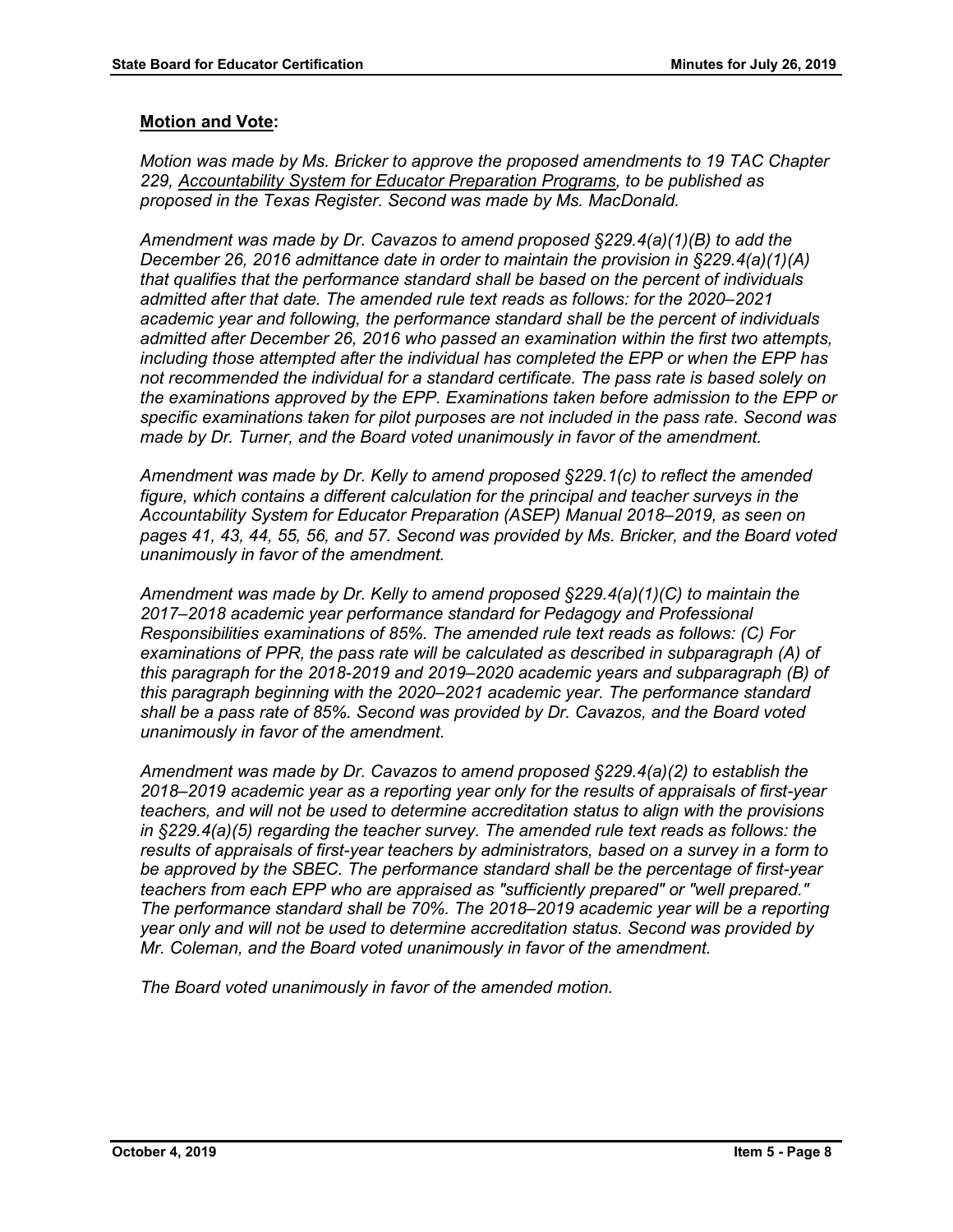**Motion and Vote:**

*Motion was made by Ms. Bricker to approve the proposed amendments to 19 TAC Chapter 229, Accountability System for Educator Preparation Programs, to be published as proposed in the Texas Register. Second was made by Ms. MacDonald.*

*Amendment was made by Dr. Cavazos to amend proposed §229.4(a)(1)(B) to add the December 26, 2016 admittance date in order to maintain the provision in §229.4(a)(1)(A) that qualifies that the performance standard shall be based on the percent of individuals admitted after that date. The amended rule text reads as follows: for the 2020–2021 academic year and following, the performance standard shall be the percent of individuals admitted after December 26, 2016 who passed an examination within the first two attempts, including those attempted after the individual has completed the EPP or when the EPP has not recommended the individual for a standard certificate. The pass rate is based solely on the examinations approved by the EPP. Examinations taken before admission to the EPP or specific examinations taken for pilot purposes are not included in the pass rate. Second was made by Dr. Turner, and the Board voted unanimously in favor of the amendment.*

*Amendment was made by Dr. Kelly to amend proposed §229.1(c) to reflect the amended figure, which contains a different calculation for the principal and teacher surveys in the Accountability System for Educator Preparation (ASEP) Manual 2018–2019, as seen on pages 41, 43, 44, 55, 56, and 57. Second was provided by Ms. Bricker, and the Board voted unanimously in favor of the amendment.*

*Amendment was made by Dr. Kelly to amend proposed §229.4(a)(1)(C) to maintain the 2017–2018 academic year performance standard for Pedagogy and Professional Responsibilities examinations of 85%. The amended rule text reads as follows: (C) For examinations of PPR, the pass rate will be calculated as described in subparagraph (A) of this paragraph for the 2018-2019 and 2019–2020 academic years and subparagraph (B) of this paragraph beginning with the 2020–2021 academic year. The performance standard shall be a pass rate of 85%. Second was provided by Dr. Cavazos, and the Board voted unanimously in favor of the amendment.*

*Amendment was made by Dr. Cavazos to amend proposed §229.4(a)(2) to establish the 2018–2019 academic year as a reporting year only for the results of appraisals of first-year teachers, and will not be used to determine accreditation status to align with the provisions in §229.4(a)(5) regarding the teacher survey. The amended rule text reads as follows: the results of appraisals of first-year teachers by administrators, based on a survey in a form to be approved by the SBEC. The performance standard shall be the percentage of first-year teachers from each EPP who are appraised as "sufficiently prepared" or "well prepared." The performance standard shall be 70%. The 2018–2019 academic year will be a reporting year only and will not be used to determine accreditation status. Second was provided by Mr. Coleman, and the Board voted unanimously in favor of the amendment.*

*The Board voted unanimously in favor of the amended motion.*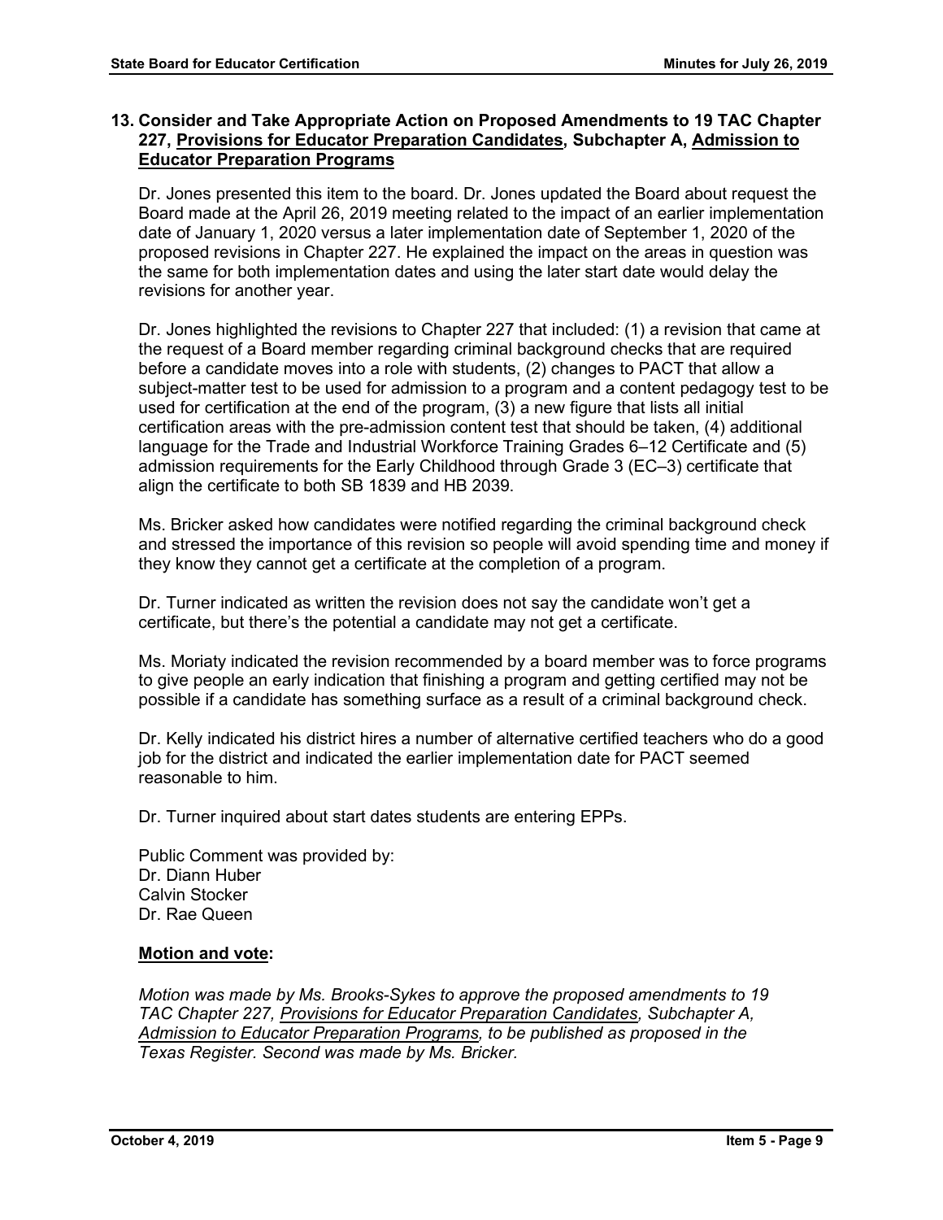**13. Consider and Take Appropriate Action on Proposed Amendments to 19 TAC Chapter 227, Provisions for Educator Preparation Candidates, Subchapter A, Admission to Educator Preparation Programs**

Dr. Jones presented this item to the board. Dr. Jones updated the Board about request the Board made at the April 26, 2019 meeting related to the impact of an earlier implementation date of January 1, 2020 versus a later implementation date of September 1, 2020 of the proposed revisions in Chapter 227. He explained the impact on the areas in question was the same for both implementation dates and using the later start date would delay the revisions for another year.

Dr. Jones highlighted the revisions to Chapter 227 that included: (1) a revision that came at the request of a Board member regarding criminal background checks that are required before a candidate moves into a role with students, (2) changes to PACT that allow a subject-matter test to be used for admission to a program and a content pedagogy test to be used for certification at the end of the program, (3) a new figure that lists all initial certification areas with the pre-admission content test that should be taken, (4) additional language for the Trade and Industrial Workforce Training Grades 6–12 Certificate and (5) admission requirements for the Early Childhood through Grade 3 (EC–3) certificate that align the certificate to both SB 1839 and HB 2039.

Ms. Bricker asked how candidates were notified regarding the criminal background check and stressed the importance of this revision so people will avoid spending time and money if they know they cannot get a certificate at the completion of a program.

Dr. Turner indicated as written the revision does not say the candidate won't get a certificate, but there's the potential a candidate may not get a certificate.

Ms. Moriaty indicated the revision recommended by a board member was to force programs to give people an early indication that finishing a program and getting certified may not be possible if a candidate has something surface as a result of a criminal background check.

Dr. Kelly indicated his district hires a number of alternative certified teachers who do a good job for the district and indicated the earlier implementation date for PACT seemed reasonable to him.

Dr. Turner inquired about start dates students are entering EPPs.

Public Comment was provided by:
Dr. Diann Huber
Calvin Stocker
Dr. Rae Queen

**Motion and vote:**

*Motion was made by Ms. Brooks-Sykes to approve the proposed amendments to 19 TAC Chapter 227, Provisions for Educator Preparation Candidates, Subchapter A, Admission to Educator Preparation Programs, to be published as proposed in the Texas Register. Second was made by Ms. Bricker.*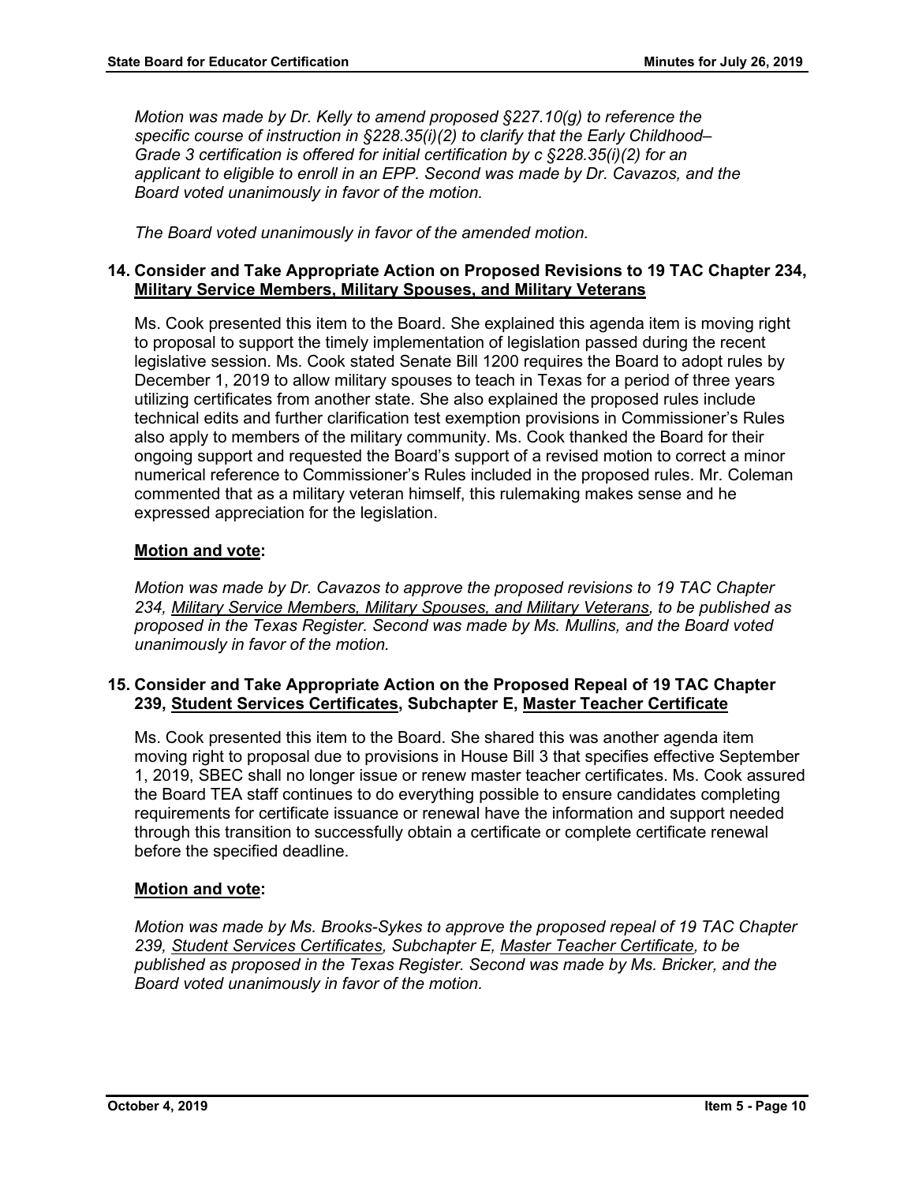*Motion was made by Dr. Kelly to amend proposed §227.10(g) to reference the specific course of instruction in §228.35(i)(2) to clarify that the Early Childhood–Grade 3 certification is offered for initial certification by c §228.35(i)(2) for an applicant to eligible to enroll in an EPP. Second was made by Dr. Cavazos, and the Board voted unanimously in favor of the motion.*

*The Board voted unanimously in favor of the amended motion.*

**14. Consider and Take Appropriate Action on Proposed Revisions to 19 TAC Chapter 234, <u>Military Service Members, Military Spouses, and Military Veterans</u>**

Ms. Cook presented this item to the Board. She explained this agenda item is moving right to proposal to support the timely implementation of legislation passed during the recent legislative session. Ms. Cook stated Senate Bill 1200 requires the Board to adopt rules by December 1, 2019 to allow military spouses to teach in Texas for a period of three years utilizing certificates from another state. She also explained the proposed rules include technical edits and further clarification test exemption provisions in Commissioner's Rules also apply to members of the military community. Ms. Cook thanked the Board for their ongoing support and requested the Board's support of a revised motion to correct a minor numerical reference to Commissioner's Rules included in the proposed rules. Mr. Coleman commented that as a military veteran himself, this rulemaking makes sense and he expressed appreciation for the legislation.

**<u>Motion and vote</u>:**

*Motion was made by Dr. Cavazos to approve the proposed revisions to 19 TAC Chapter 234, <u>Military Service Members, Military Spouses, and Military Veterans</u>, to be published as proposed in the Texas Register. Second was made by Ms. Mullins, and the Board voted unanimously in favor of the motion.*

**15. Consider and Take Appropriate Action on the Proposed Repeal of 19 TAC Chapter 239, <u>Student Services Certificates</u>, Subchapter E, <u>Master Teacher Certificate</u>**

Ms. Cook presented this item to the Board. She shared this was another agenda item moving right to proposal due to provisions in House Bill 3 that specifies effective September 1, 2019, SBEC shall no longer issue or renew master teacher certificates. Ms. Cook assured the Board TEA staff continues to do everything possible to ensure candidates completing requirements for certificate issuance or renewal have the information and support needed through this transition to successfully obtain a certificate or complete certificate renewal before the specified deadline.

**<u>Motion and vote</u>:**

*Motion was made by Ms. Brooks-Sykes to approve the proposed repeal of 19 TAC Chapter 239, <u>Student Services Certificates</u>, Subchapter E, <u>Master Teacher Certificate</u>, to be published as proposed in the Texas Register. Second was made by Ms. Bricker, and the Board voted unanimously in favor of the motion.*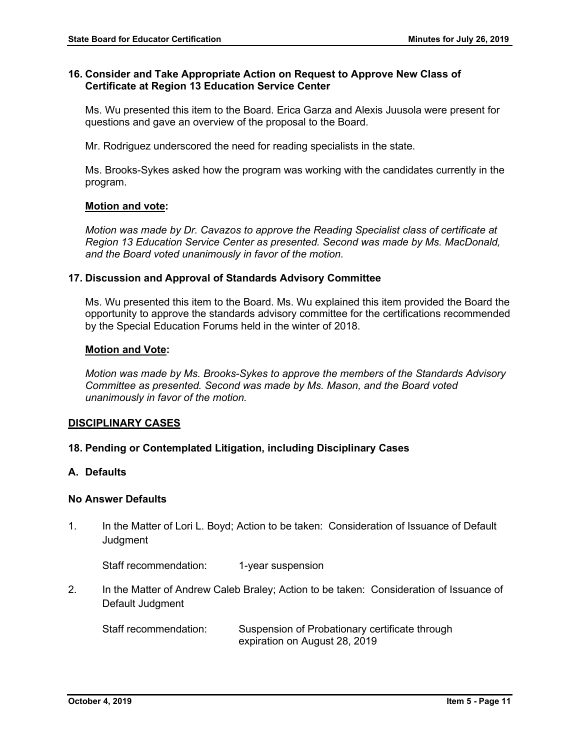### 16. Consider and Take Appropriate Action on Request to Approve New Class of Certificate at Region 13 Education Service Center

Ms. Wu presented this item to the Board. Erica Garza and Alexis Juusola were present for questions and gave an overview of the proposal to the Board.

Mr. Rodriguez underscored the need for reading specialists in the state.

Ms. Brooks-Sykes asked how the program was working with the candidates currently in the program.

**Motion and vote:**

*Motion was made by Dr. Cavazos to approve the Reading Specialist class of certificate at Region 13 Education Service Center as presented. Second was made by Ms. MacDonald, and the Board voted unanimously in favor of the motion.*

### 17. Discussion and Approval of Standards Advisory Committee

Ms. Wu presented this item to the Board. Ms. Wu explained this item provided the Board the opportunity to approve the standards advisory committee for the certifications recommended by the Special Education Forums held in the winter of 2018.

**Motion and Vote:**

*Motion was made by Ms. Brooks-Sykes to approve the members of the Standards Advisory Committee as presented. Second was made by Ms. Mason, and the Board voted unanimously in favor of the motion.*

## DISCIPLINARY CASES

### 18. Pending or Contemplated Litigation, including Disciplinary Cases

### A. Defaults

#### No Answer Defaults

1. In the Matter of Lori L. Boyd; Action to be taken: Consideration of Issuance of Default Judgment

   Staff recommendation: 1-year suspension

2. In the Matter of Andrew Caleb Braley; Action to be taken: Consideration of Issuance of Default Judgment

   Staff recommendation: Suspension of Probationary certificate through expiration on August 28, 2019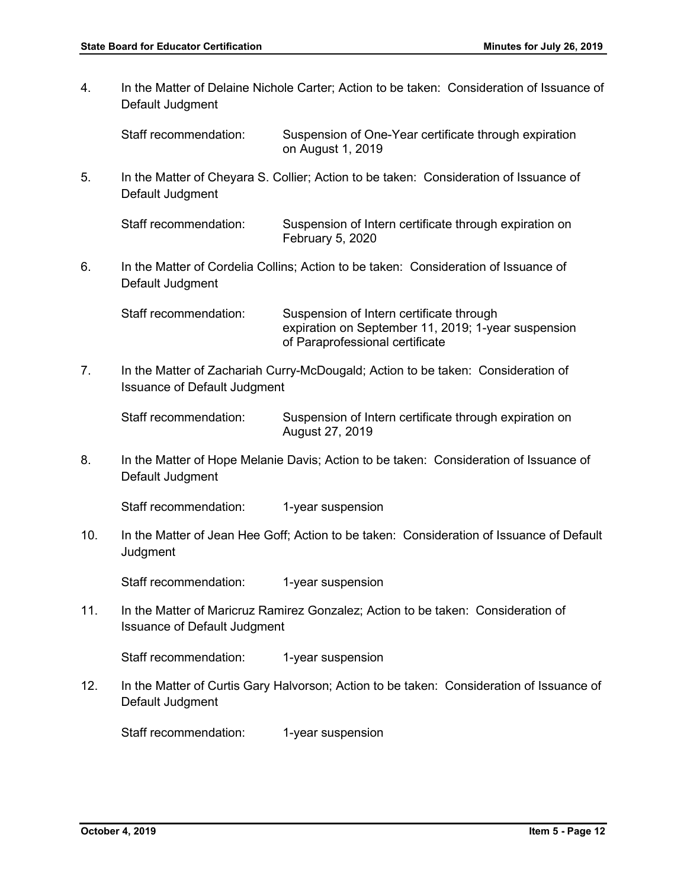4. In the Matter of Delaine Nichole Carter; Action to be taken: Consideration of Issuance of Default Judgment

   Staff recommendation: Suspension of One-Year certificate through expiration on August 1, 2019

5. In the Matter of Cheyara S. Collier; Action to be taken: Consideration of Issuance of Default Judgment

   Staff recommendation: Suspension of Intern certificate through expiration on February 5, 2020

6. In the Matter of Cordelia Collins; Action to be taken: Consideration of Issuance of Default Judgment

   Staff recommendation: Suspension of Intern certificate through expiration on September 11, 2019; 1-year suspension of Paraprofessional certificate

7. In the Matter of Zachariah Curry-McDougald; Action to be taken: Consideration of Issuance of Default Judgment

   Staff recommendation: Suspension of Intern certificate through expiration on August 27, 2019

8. In the Matter of Hope Melanie Davis; Action to be taken: Consideration of Issuance of Default Judgment

   Staff recommendation: 1-year suspension

10. In the Matter of Jean Hee Goff; Action to be taken: Consideration of Issuance of Default Judgment

    Staff recommendation: 1-year suspension

11. In the Matter of Maricruz Ramirez Gonzalez; Action to be taken: Consideration of Issuance of Default Judgment

    Staff recommendation: 1-year suspension

12. In the Matter of Curtis Gary Halvorson; Action to be taken: Consideration of Issuance of Default Judgment

    Staff recommendation: 1-year suspension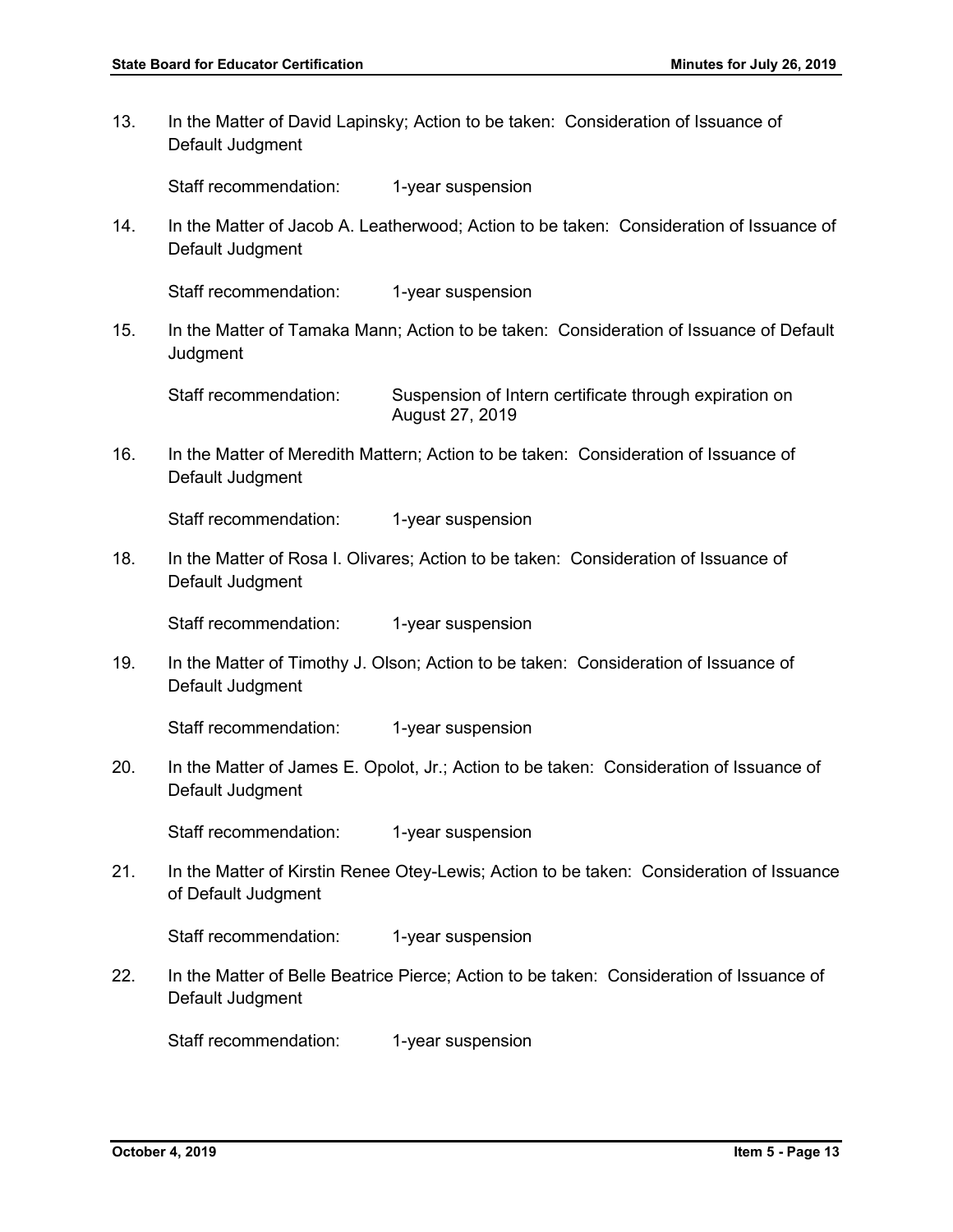13. In the Matter of David Lapinsky; Action to be taken: Consideration of Issuance of Default Judgment

    Staff recommendation: 1-year suspension

14. In the Matter of Jacob A. Leatherwood; Action to be taken: Consideration of Issuance of Default Judgment

    Staff recommendation: 1-year suspension

15. In the Matter of Tamaka Mann; Action to be taken: Consideration of Issuance of Default Judgment

    Staff recommendation: Suspension of Intern certificate through expiration on August 27, 2019

16. In the Matter of Meredith Mattern; Action to be taken: Consideration of Issuance of Default Judgment

    Staff recommendation: 1-year suspension

18. In the Matter of Rosa I. Olivares; Action to be taken: Consideration of Issuance of Default Judgment

    Staff recommendation: 1-year suspension

19. In the Matter of Timothy J. Olson; Action to be taken: Consideration of Issuance of Default Judgment

    Staff recommendation: 1-year suspension

20. In the Matter of James E. Opolot, Jr.; Action to be taken: Consideration of Issuance of Default Judgment

    Staff recommendation: 1-year suspension

21. In the Matter of Kirstin Renee Otey-Lewis; Action to be taken: Consideration of Issuance of Default Judgment

    Staff recommendation: 1-year suspension

22. In the Matter of Belle Beatrice Pierce; Action to be taken: Consideration of Issuance of Default Judgment

    Staff recommendation: 1-year suspension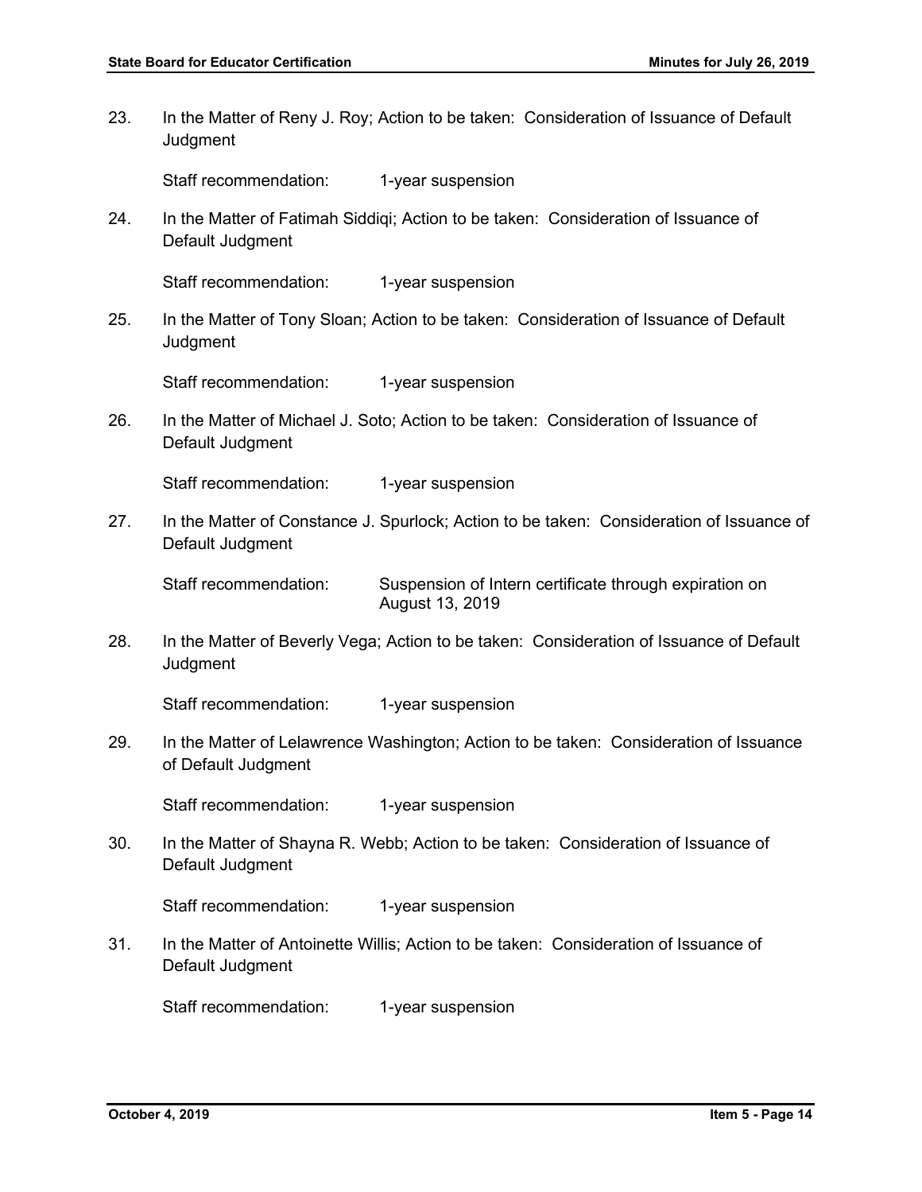23. In the Matter of Reny J. Roy; Action to be taken: Consideration of Issuance of Default Judgment

    Staff recommendation: 1-year suspension

24. In the Matter of Fatimah Siddiqi; Action to be taken: Consideration of Issuance of Default Judgment

    Staff recommendation: 1-year suspension

25. In the Matter of Tony Sloan; Action to be taken: Consideration of Issuance of Default Judgment

    Staff recommendation: 1-year suspension

26. In the Matter of Michael J. Soto; Action to be taken: Consideration of Issuance of Default Judgment

    Staff recommendation: 1-year suspension

27. In the Matter of Constance J. Spurlock; Action to be taken: Consideration of Issuance of Default Judgment

    Staff recommendation: Suspension of Intern certificate through expiration on August 13, 2019

28. In the Matter of Beverly Vega; Action to be taken: Consideration of Issuance of Default Judgment

    Staff recommendation: 1-year suspension

29. In the Matter of Lelawrence Washington; Action to be taken: Consideration of Issuance of Default Judgment

    Staff recommendation: 1-year suspension

30. In the Matter of Shayna R. Webb; Action to be taken: Consideration of Issuance of Default Judgment

    Staff recommendation: 1-year suspension

31. In the Matter of Antoinette Willis; Action to be taken: Consideration of Issuance of Default Judgment

    Staff recommendation: 1-year suspension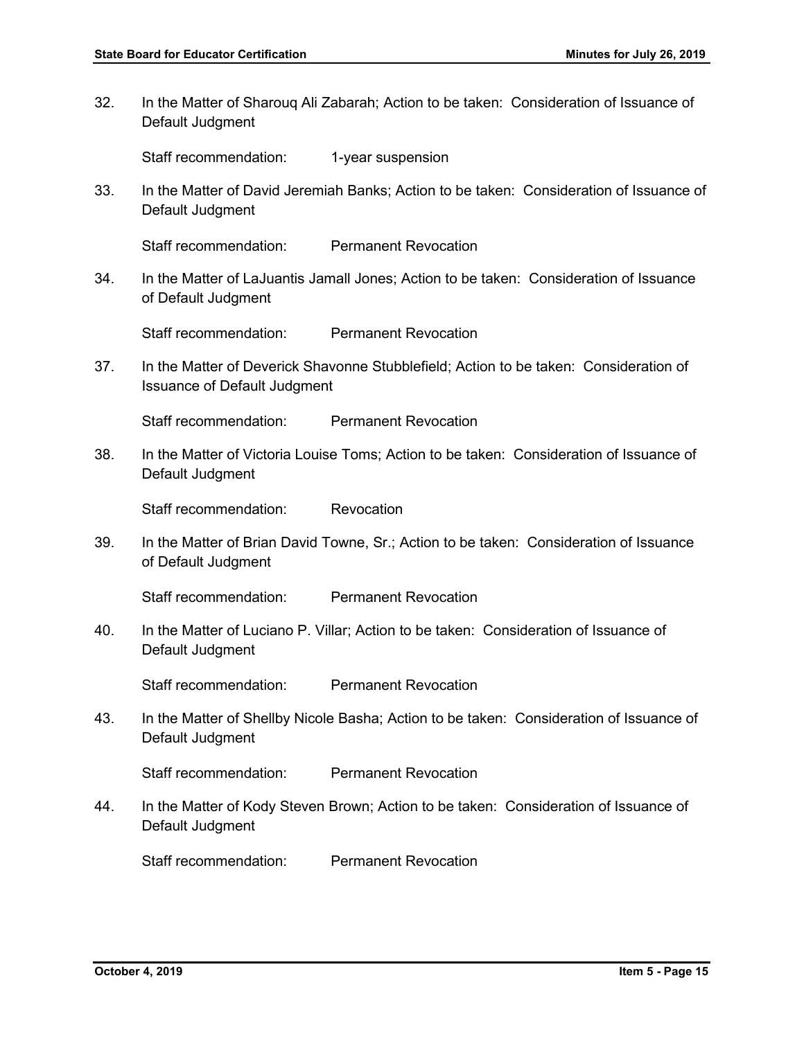32. In the Matter of Sharouq Ali Zabarah; Action to be taken: Consideration of Issuance of Default Judgment

    Staff recommendation: 1-year suspension

33. In the Matter of David Jeremiah Banks; Action to be taken: Consideration of Issuance of Default Judgment

    Staff recommendation: Permanent Revocation

34. In the Matter of LaJuantis Jamall Jones; Action to be taken: Consideration of Issuance of Default Judgment

    Staff recommendation: Permanent Revocation

37. In the Matter of Deverick Shavonne Stubblefield; Action to be taken: Consideration of Issuance of Default Judgment

    Staff recommendation: Permanent Revocation

38. In the Matter of Victoria Louise Toms; Action to be taken: Consideration of Issuance of Default Judgment

    Staff recommendation: Revocation

39. In the Matter of Brian David Towne, Sr.; Action to be taken: Consideration of Issuance of Default Judgment

    Staff recommendation: Permanent Revocation

40. In the Matter of Luciano P. Villar; Action to be taken: Consideration of Issuance of Default Judgment

    Staff recommendation: Permanent Revocation

43. In the Matter of Shellby Nicole Basha; Action to be taken: Consideration of Issuance of Default Judgment

    Staff recommendation: Permanent Revocation

44. In the Matter of Kody Steven Brown; Action to be taken: Consideration of Issuance of Default Judgment

    Staff recommendation: Permanent Revocation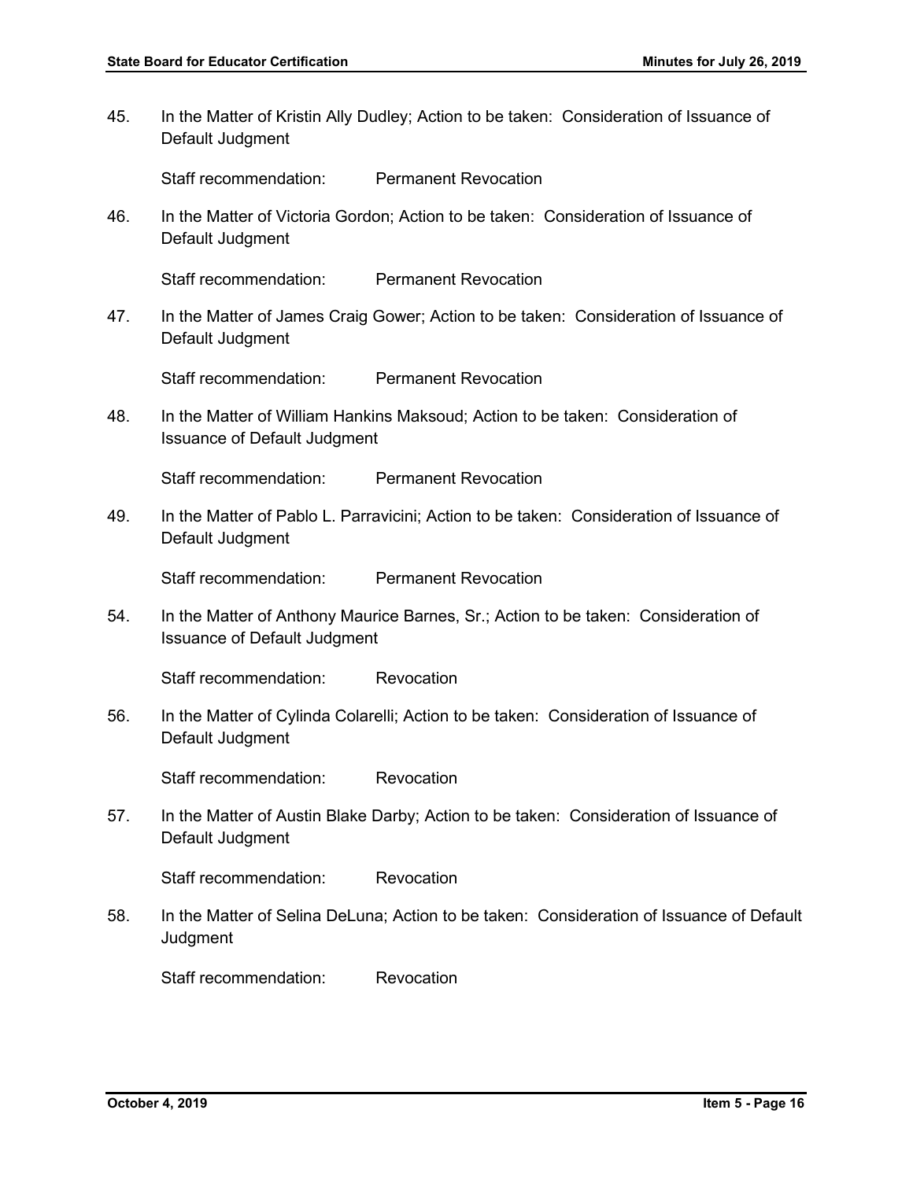45. In the Matter of Kristin Ally Dudley; Action to be taken: Consideration of Issuance of Default Judgment

    Staff recommendation: Permanent Revocation

46. In the Matter of Victoria Gordon; Action to be taken: Consideration of Issuance of Default Judgment

    Staff recommendation: Permanent Revocation

47. In the Matter of James Craig Gower; Action to be taken: Consideration of Issuance of Default Judgment

    Staff recommendation: Permanent Revocation

48. In the Matter of William Hankins Maksoud; Action to be taken: Consideration of Issuance of Default Judgment

    Staff recommendation: Permanent Revocation

49. In the Matter of Pablo L. Parravicini; Action to be taken: Consideration of Issuance of Default Judgment

    Staff recommendation: Permanent Revocation

54. In the Matter of Anthony Maurice Barnes, Sr.; Action to be taken: Consideration of Issuance of Default Judgment

    Staff recommendation: Revocation

56. In the Matter of Cylinda Colarelli; Action to be taken: Consideration of Issuance of Default Judgment

    Staff recommendation: Revocation

57. In the Matter of Austin Blake Darby; Action to be taken: Consideration of Issuance of Default Judgment

    Staff recommendation: Revocation

58. In the Matter of Selina DeLuna; Action to be taken: Consideration of Issuance of Default Judgment

    Staff recommendation: Revocation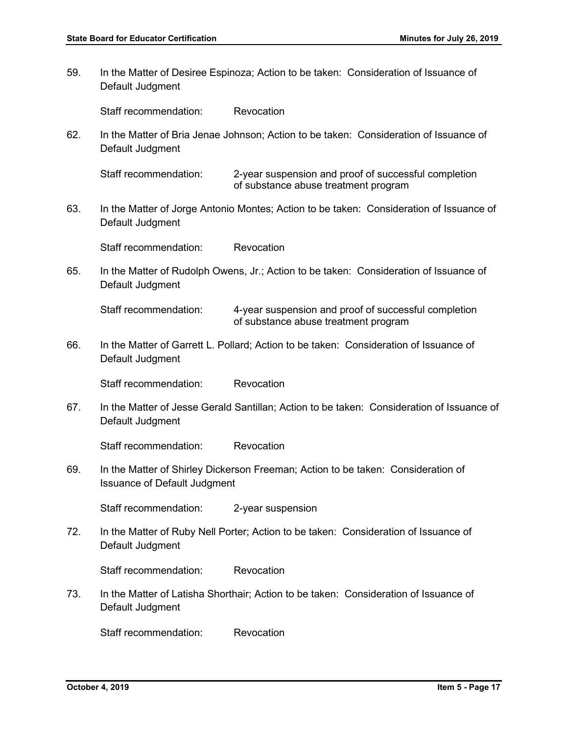59. In the Matter of Desiree Espinoza; Action to be taken: Consideration of Issuance of Default Judgment

    Staff recommendation: Revocation

62. In the Matter of Bria Jenae Johnson; Action to be taken: Consideration of Issuance of Default Judgment

    Staff recommendation: 2-year suspension and proof of successful completion of substance abuse treatment program

63. In the Matter of Jorge Antonio Montes; Action to be taken: Consideration of Issuance of Default Judgment

    Staff recommendation: Revocation

65. In the Matter of Rudolph Owens, Jr.; Action to be taken: Consideration of Issuance of Default Judgment

    Staff recommendation: 4-year suspension and proof of successful completion of substance abuse treatment program

66. In the Matter of Garrett L. Pollard; Action to be taken: Consideration of Issuance of Default Judgment

    Staff recommendation: Revocation

67. In the Matter of Jesse Gerald Santillan; Action to be taken: Consideration of Issuance of Default Judgment

    Staff recommendation: Revocation

69. In the Matter of Shirley Dickerson Freeman; Action to be taken: Consideration of Issuance of Default Judgment

    Staff recommendation: 2-year suspension

72. In the Matter of Ruby Nell Porter; Action to be taken: Consideration of Issuance of Default Judgment

    Staff recommendation: Revocation

73. In the Matter of Latisha Shorthair; Action to be taken: Consideration of Issuance of Default Judgment

    Staff recommendation: Revocation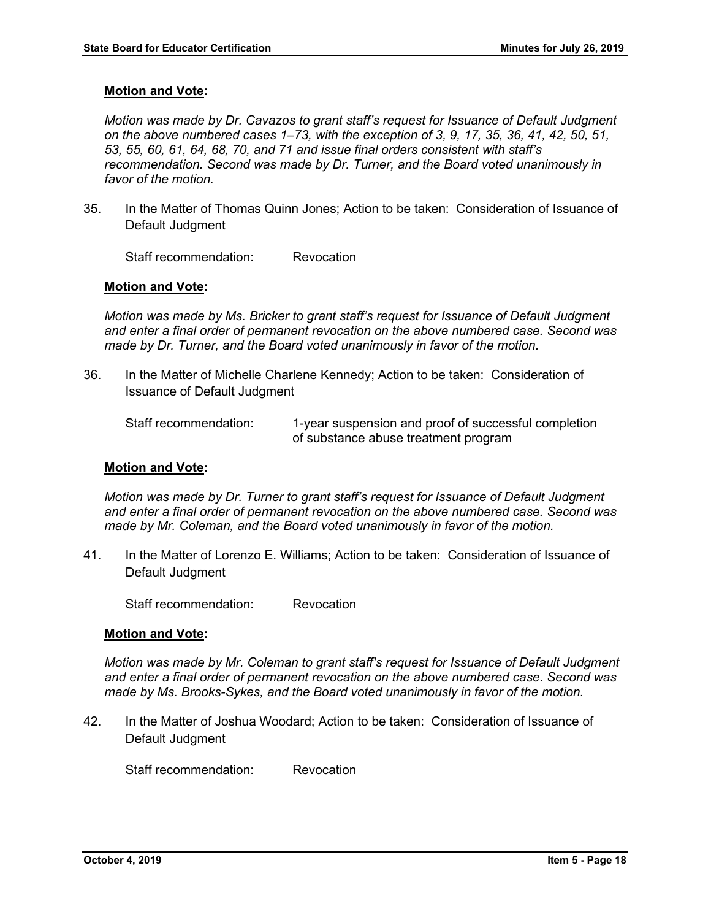**Motion and Vote:**

*Motion was made by Dr. Cavazos to grant staff's request for Issuance of Default Judgment on the above numbered cases 1–73, with the exception of 3, 9, 17, 35, 36, 41, 42, 50, 51, 53, 55, 60, 61, 64, 68, 70, and 71 and issue final orders consistent with staff's recommendation. Second was made by Dr. Turner, and the Board voted unanimously in favor of the motion.*

35. In the Matter of Thomas Quinn Jones; Action to be taken: Consideration of Issuance of Default Judgment

    Staff recommendation: Revocation

**Motion and Vote:**

*Motion was made by Ms. Bricker to grant staff's request for Issuance of Default Judgment and enter a final order of permanent revocation on the above numbered case. Second was made by Dr. Turner, and the Board voted unanimously in favor of the motion.*

36. In the Matter of Michelle Charlene Kennedy; Action to be taken: Consideration of Issuance of Default Judgment

    Staff recommendation: 1-year suspension and proof of successful completion of substance abuse treatment program

**Motion and Vote:**

*Motion was made by Dr. Turner to grant staff's request for Issuance of Default Judgment and enter a final order of permanent revocation on the above numbered case. Second was made by Mr. Coleman, and the Board voted unanimously in favor of the motion.*

41. In the Matter of Lorenzo E. Williams; Action to be taken: Consideration of Issuance of Default Judgment

    Staff recommendation: Revocation

**Motion and Vote:**

*Motion was made by Mr. Coleman to grant staff's request for Issuance of Default Judgment and enter a final order of permanent revocation on the above numbered case. Second was made by Ms. Brooks-Sykes, and the Board voted unanimously in favor of the motion.*

42. In the Matter of Joshua Woodard; Action to be taken: Consideration of Issuance of Default Judgment

    Staff recommendation: Revocation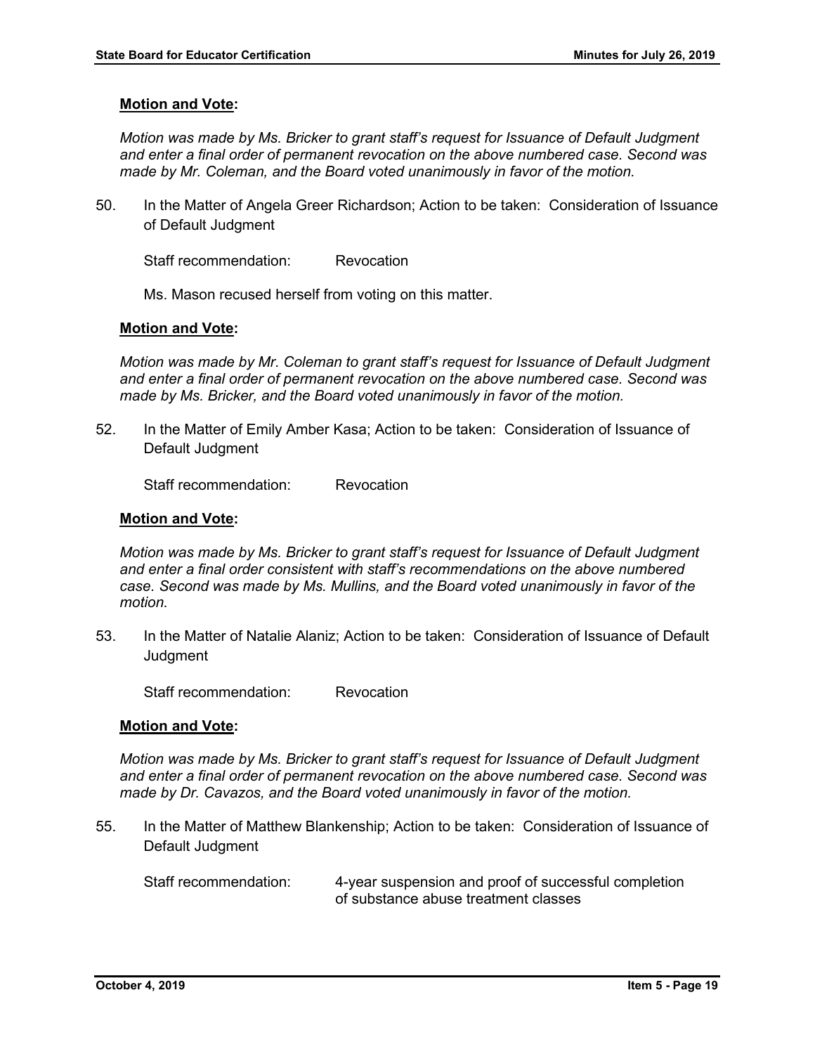**Motion and Vote:**

*Motion was made by Ms. Bricker to grant staff's request for Issuance of Default Judgment and enter a final order of permanent revocation on the above numbered case. Second was made by Mr. Coleman, and the Board voted unanimously in favor of the motion.*

50. In the Matter of Angela Greer Richardson; Action to be taken: Consideration of Issuance of Default Judgment

    Staff recommendation: Revocation

    Ms. Mason recused herself from voting on this matter.

**Motion and Vote:**

*Motion was made by Mr. Coleman to grant staff's request for Issuance of Default Judgment and enter a final order of permanent revocation on the above numbered case. Second was made by Ms. Bricker, and the Board voted unanimously in favor of the motion.*

52. In the Matter of Emily Amber Kasa; Action to be taken: Consideration of Issuance of Default Judgment

    Staff recommendation: Revocation

**Motion and Vote:**

*Motion was made by Ms. Bricker to grant staff's request for Issuance of Default Judgment and enter a final order consistent with staff's recommendations on the above numbered case. Second was made by Ms. Mullins, and the Board voted unanimously in favor of the motion.*

53. In the Matter of Natalie Alaniz; Action to be taken: Consideration of Issuance of Default Judgment

    Staff recommendation: Revocation

**Motion and Vote:**

*Motion was made by Ms. Bricker to grant staff's request for Issuance of Default Judgment and enter a final order of permanent revocation on the above numbered case. Second was made by Dr. Cavazos, and the Board voted unanimously in favor of the motion.*

55. In the Matter of Matthew Blankenship; Action to be taken: Consideration of Issuance of Default Judgment

    Staff recommendation: 4-year suspension and proof of successful completion of substance abuse treatment classes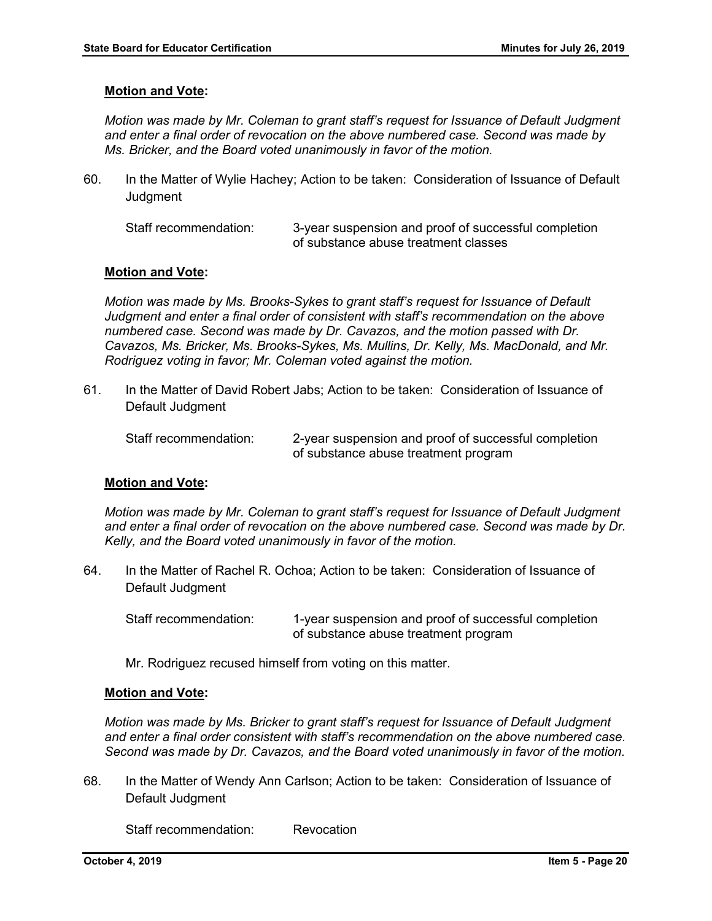**Motion and Vote:**

*Motion was made by Mr. Coleman to grant staff's request for Issuance of Default Judgment and enter a final order of revocation on the above numbered case. Second was made by Ms. Bricker, and the Board voted unanimously in favor of the motion.*

60. In the Matter of Wylie Hachey; Action to be taken: Consideration of Issuance of Default Judgment

    Staff recommendation: 3-year suspension and proof of successful completion of substance abuse treatment classes

**Motion and Vote:**

*Motion was made by Ms. Brooks-Sykes to grant staff's request for Issuance of Default Judgment and enter a final order of consistent with staff's recommendation on the above numbered case. Second was made by Dr. Cavazos, and the motion passed with Dr. Cavazos, Ms. Bricker, Ms. Brooks-Sykes, Ms. Mullins, Dr. Kelly, Ms. MacDonald, and Mr. Rodriguez voting in favor; Mr. Coleman voted against the motion.*

61. In the Matter of David Robert Jabs; Action to be taken: Consideration of Issuance of Default Judgment

    Staff recommendation: 2-year suspension and proof of successful completion of substance abuse treatment program

**Motion and Vote:**

*Motion was made by Mr. Coleman to grant staff's request for Issuance of Default Judgment and enter a final order of revocation on the above numbered case. Second was made by Dr. Kelly, and the Board voted unanimously in favor of the motion.*

64. In the Matter of Rachel R. Ochoa; Action to be taken: Consideration of Issuance of Default Judgment

    Staff recommendation: 1-year suspension and proof of successful completion of substance abuse treatment program

    Mr. Rodriguez recused himself from voting on this matter.

**Motion and Vote:**

*Motion was made by Ms. Bricker to grant staff's request for Issuance of Default Judgment and enter a final order consistent with staff's recommendation on the above numbered case. Second was made by Dr. Cavazos, and the Board voted unanimously in favor of the motion.*

68. In the Matter of Wendy Ann Carlson; Action to be taken: Consideration of Issuance of Default Judgment

    Staff recommendation: Revocation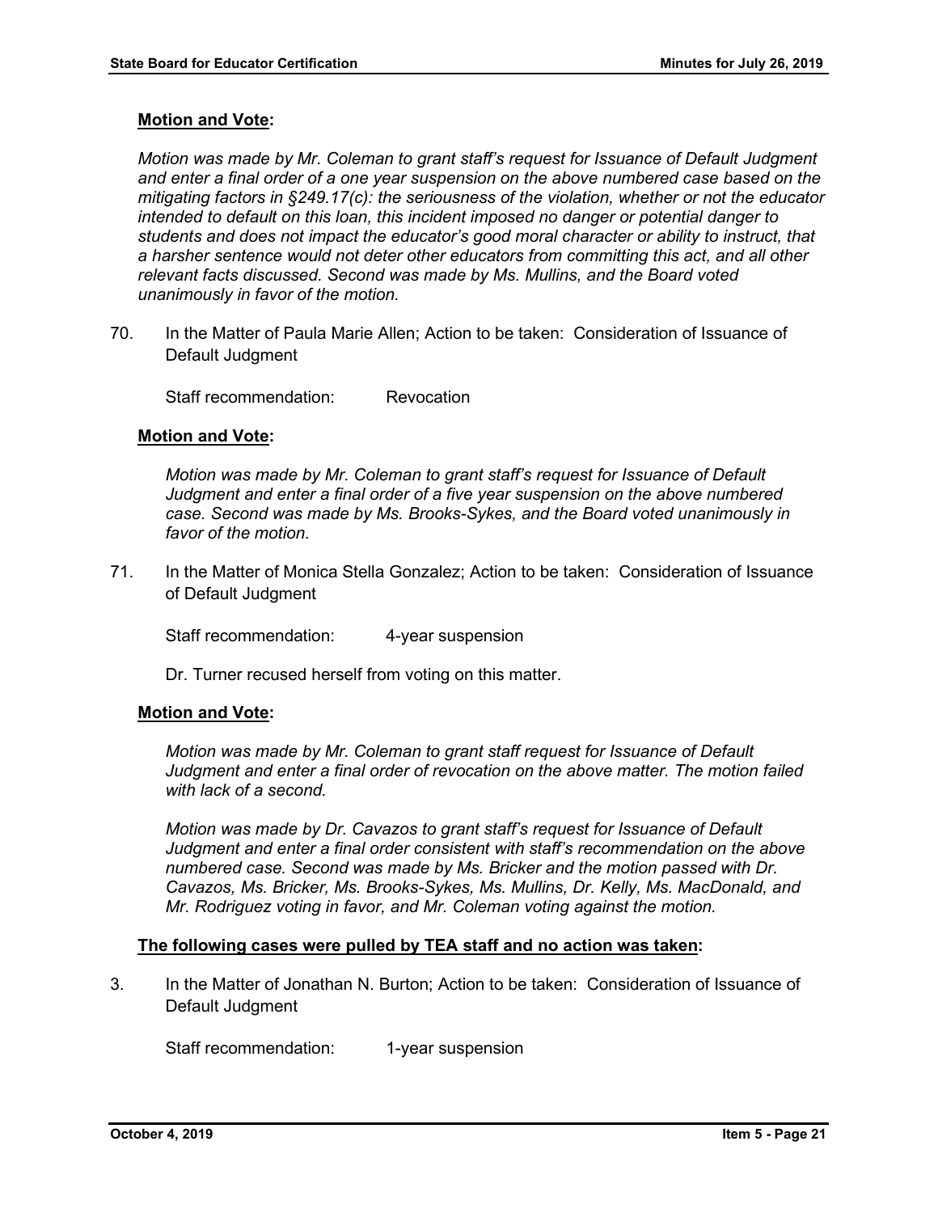**Motion and Vote:**

*Motion was made by Mr. Coleman to grant staff's request for Issuance of Default Judgment and enter a final order of a one year suspension on the above numbered case based on the mitigating factors in §249.17(c): the seriousness of the violation, whether or not the educator intended to default on this loan, this incident imposed no danger or potential danger to students and does not impact the educator's good moral character or ability to instruct, that a harsher sentence would not deter other educators from committing this act, and all other relevant facts discussed. Second was made by Ms. Mullins, and the Board voted unanimously in favor of the motion.*

70. In the Matter of Paula Marie Allen; Action to be taken: Consideration of Issuance of Default Judgment

    Staff recommendation: Revocation

**Motion and Vote:**

*Motion was made by Mr. Coleman to grant staff's request for Issuance of Default Judgment and enter a final order of a five year suspension on the above numbered case. Second was made by Ms. Brooks-Sykes, and the Board voted unanimously in favor of the motion.*

71. In the Matter of Monica Stella Gonzalez; Action to be taken: Consideration of Issuance of Default Judgment

    Staff recommendation: 4-year suspension

    Dr. Turner recused herself from voting on this matter.

**Motion and Vote:**

*Motion was made by Mr. Coleman to grant staff request for Issuance of Default Judgment and enter a final order of revocation on the above matter. The motion failed with lack of a second.*

*Motion was made by Dr. Cavazos to grant staff's request for Issuance of Default Judgment and enter a final order consistent with staff's recommendation on the above numbered case. Second was made by Ms. Bricker and the motion passed with Dr. Cavazos, Ms. Bricker, Ms. Brooks-Sykes, Ms. Mullins, Dr. Kelly, Ms. MacDonald, and Mr. Rodriguez voting in favor, and Mr. Coleman voting against the motion.*

**The following cases were pulled by TEA staff and no action was taken:**

3. In the Matter of Jonathan N. Burton; Action to be taken: Consideration of Issuance of Default Judgment

   Staff recommendation: 1-year suspension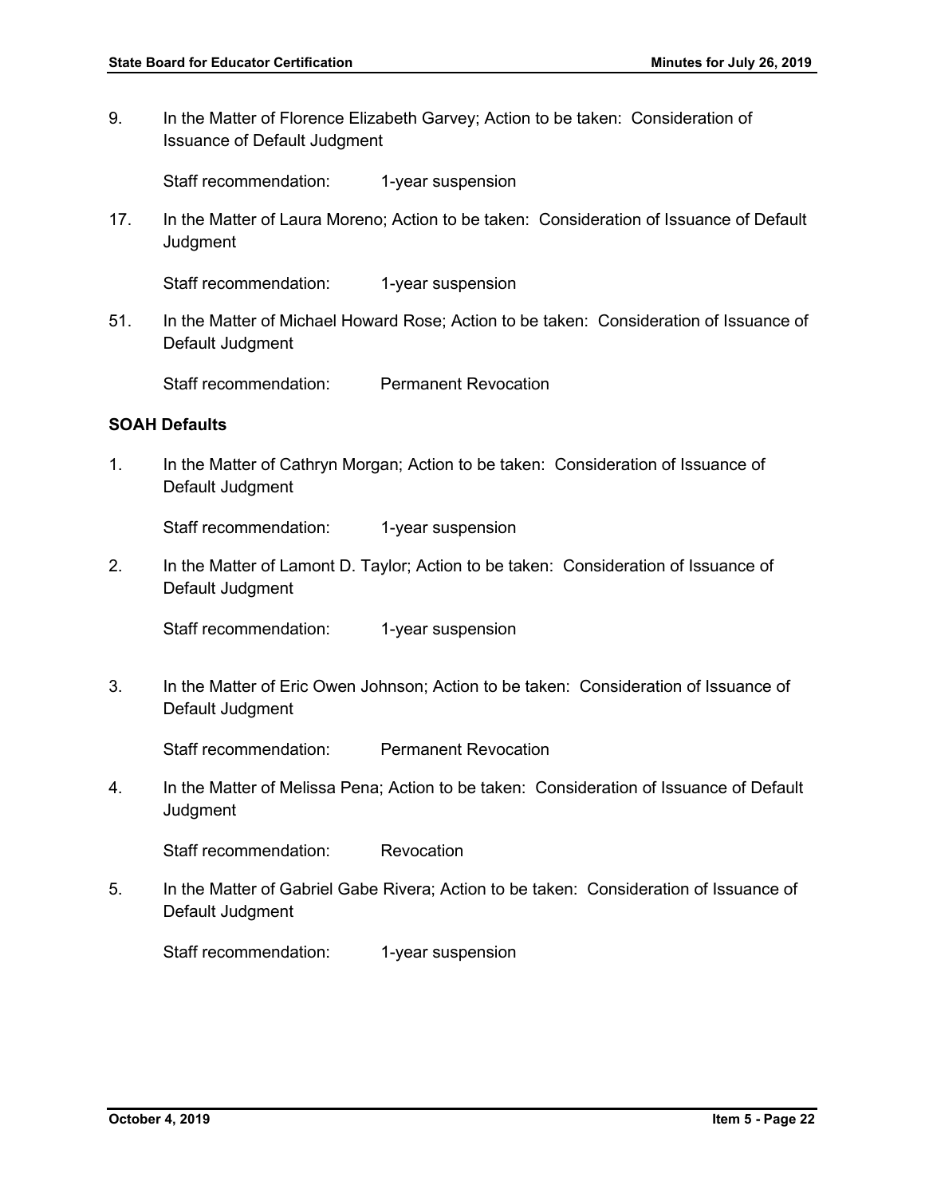9. In the Matter of Florence Elizabeth Garvey; Action to be taken: Consideration of Issuance of Default Judgment

   Staff recommendation: 1-year suspension

17. In the Matter of Laura Moreno; Action to be taken: Consideration of Issuance of Default Judgment

   Staff recommendation: 1-year suspension

51. In the Matter of Michael Howard Rose; Action to be taken: Consideration of Issuance of Default Judgment

   Staff recommendation: Permanent Revocation

**SOAH Defaults**

1. In the Matter of Cathryn Morgan; Action to be taken: Consideration of Issuance of Default Judgment

   Staff recommendation: 1-year suspension

2. In the Matter of Lamont D. Taylor; Action to be taken: Consideration of Issuance of Default Judgment

   Staff recommendation: 1-year suspension

3. In the Matter of Eric Owen Johnson; Action to be taken: Consideration of Issuance of Default Judgment

   Staff recommendation: Permanent Revocation

4. In the Matter of Melissa Pena; Action to be taken: Consideration of Issuance of Default Judgment

   Staff recommendation: Revocation

5. In the Matter of Gabriel Gabe Rivera; Action to be taken: Consideration of Issuance of Default Judgment

   Staff recommendation: 1-year suspension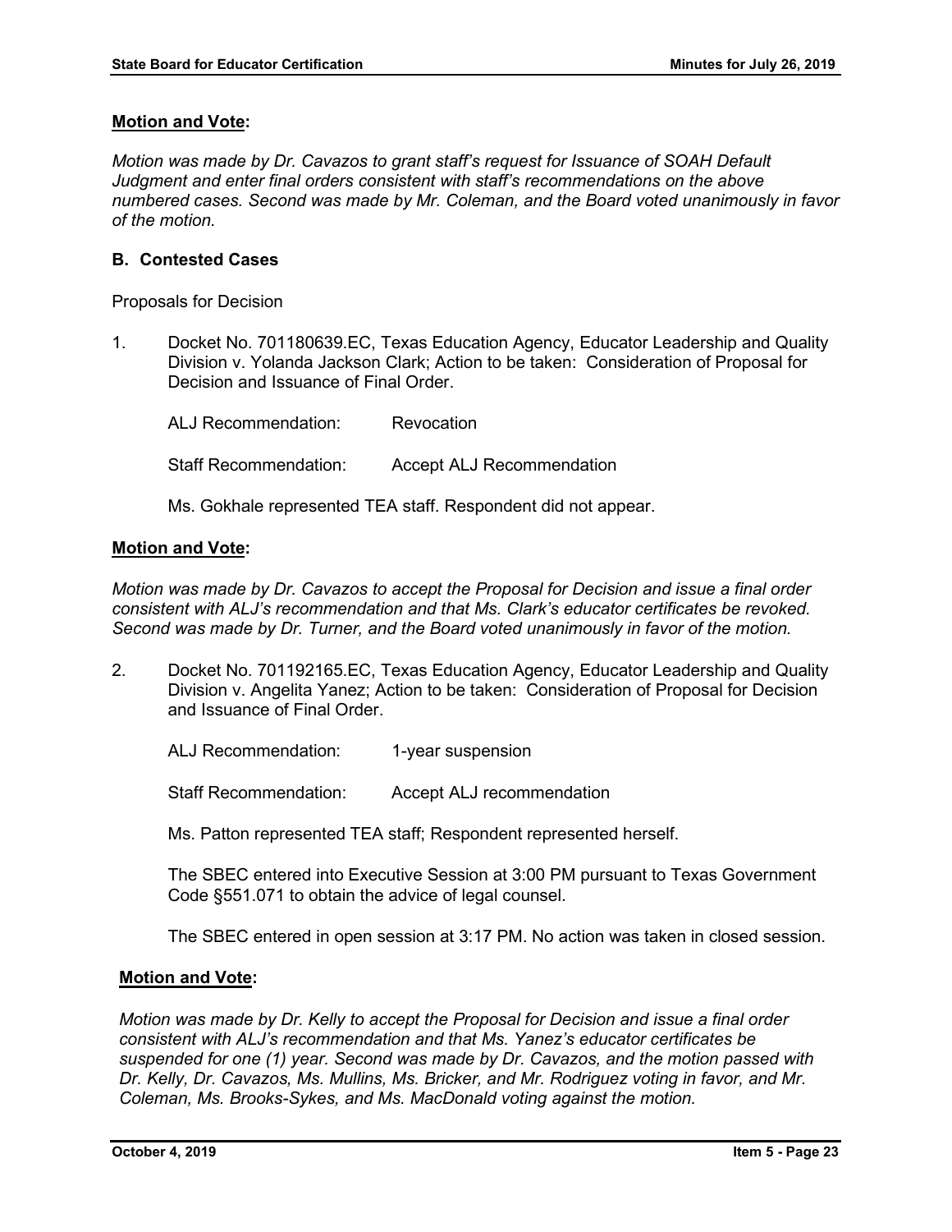**Motion and Vote:**

*Motion was made by Dr. Cavazos to grant staff's request for Issuance of SOAH Default Judgment and enter final orders consistent with staff's recommendations on the above numbered cases. Second was made by Mr. Coleman, and the Board voted unanimously in favor of the motion.*

### B. Contested Cases

Proposals for Decision

1. Docket No. 701180639.EC, Texas Education Agency, Educator Leadership and Quality Division v. Yolanda Jackson Clark; Action to be taken: Consideration of Proposal for Decision and Issuance of Final Order.

   ALJ Recommendation: Revocation

   Staff Recommendation: Accept ALJ Recommendation

   Ms. Gokhale represented TEA staff. Respondent did not appear.

**Motion and Vote:**

*Motion was made by Dr. Cavazos to accept the Proposal for Decision and issue a final order consistent with ALJ's recommendation and that Ms. Clark's educator certificates be revoked. Second was made by Dr. Turner, and the Board voted unanimously in favor of the motion.*

2. Docket No. 701192165.EC, Texas Education Agency, Educator Leadership and Quality Division v. Angelita Yanez; Action to be taken: Consideration of Proposal for Decision and Issuance of Final Order.

   ALJ Recommendation: 1-year suspension

   Staff Recommendation: Accept ALJ recommendation

   Ms. Patton represented TEA staff; Respondent represented herself.

   The SBEC entered into Executive Session at 3:00 PM pursuant to Texas Government Code §551.071 to obtain the advice of legal counsel.

   The SBEC entered in open session at 3:17 PM. No action was taken in closed session.

**Motion and Vote:**

*Motion was made by Dr. Kelly to accept the Proposal for Decision and issue a final order consistent with ALJ's recommendation and that Ms. Yanez's educator certificates be suspended for one (1) year. Second was made by Dr. Cavazos, and the motion passed with Dr. Kelly, Dr. Cavazos, Ms. Mullins, Ms. Bricker, and Mr. Rodriguez voting in favor, and Mr. Coleman, Ms. Brooks-Sykes, and Ms. MacDonald voting against the motion.*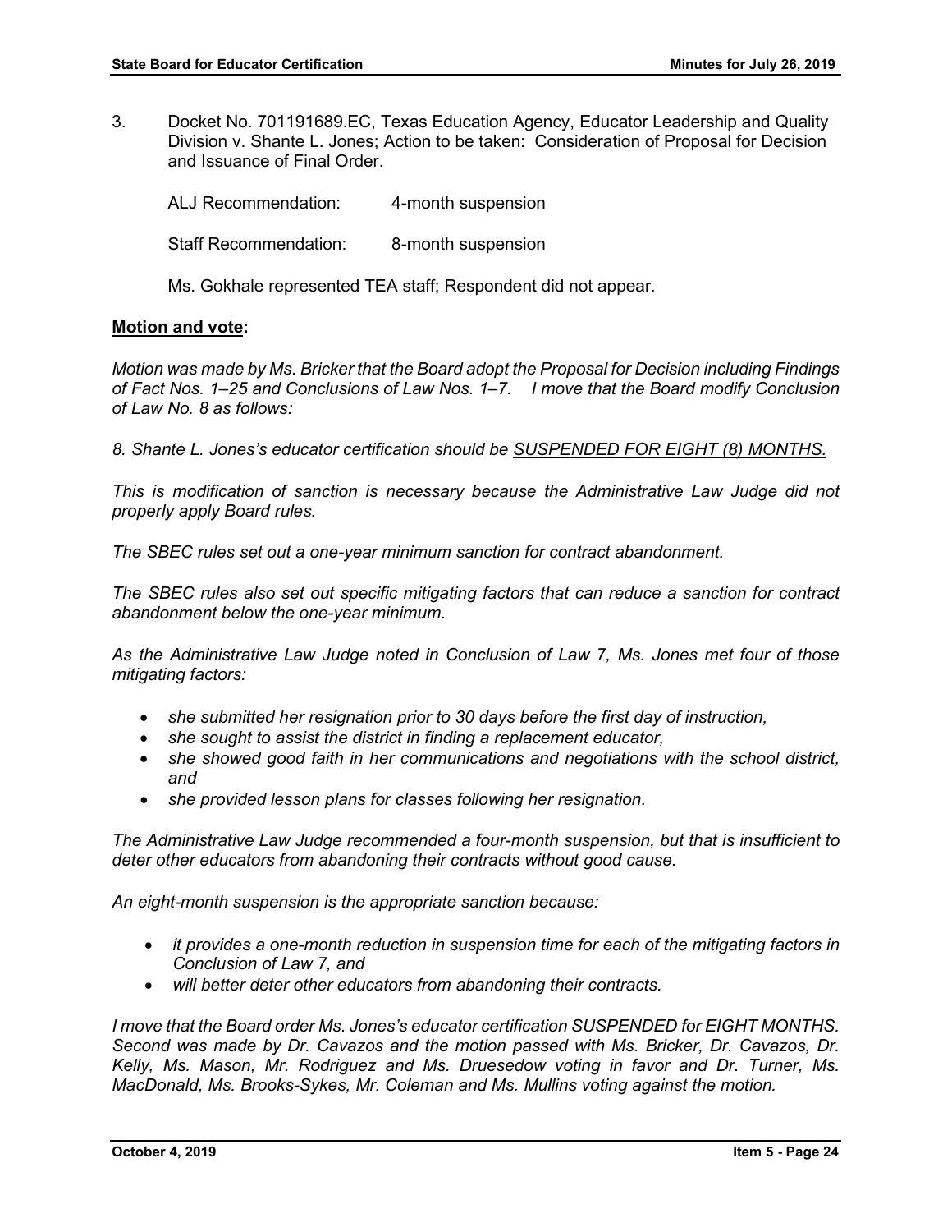3. Docket No. 701191689.EC, Texas Education Agency, Educator Leadership and Quality Division v. Shante L. Jones; Action to be taken: Consideration of Proposal for Decision and Issuance of Final Order.

   ALJ Recommendation: 4-month suspension

   Staff Recommendation: 8-month suspension

   Ms. Gokhale represented TEA staff; Respondent did not appear.

**Motion and vote:**

*Motion was made by Ms. Bricker that the Board adopt the Proposal for Decision including Findings of Fact Nos. 1–25 and Conclusions of Law Nos. 1–7. I move that the Board modify Conclusion of Law No. 8 as follows:*

*8. Shante L. Jones's educator certification should be SUSPENDED FOR EIGHT (8) MONTHS.*

*This is modification of sanction is necessary because the Administrative Law Judge did not properly apply Board rules.*

*The SBEC rules set out a one-year minimum sanction for contract abandonment.*

*The SBEC rules also set out specific mitigating factors that can reduce a sanction for contract abandonment below the one-year minimum.*

*As the Administrative Law Judge noted in Conclusion of Law 7, Ms. Jones met four of those mitigating factors:*

- *she submitted her resignation prior to 30 days before the first day of instruction,*
- *she sought to assist the district in finding a replacement educator,*
- *she showed good faith in her communications and negotiations with the school district, and*
- *she provided lesson plans for classes following her resignation.*

*The Administrative Law Judge recommended a four-month suspension, but that is insufficient to deter other educators from abandoning their contracts without good cause.*

*An eight-month suspension is the appropriate sanction because:*

- *it provides a one-month reduction in suspension time for each of the mitigating factors in Conclusion of Law 7, and*
- *will better deter other educators from abandoning their contracts.*

*I move that the Board order Ms. Jones's educator certification SUSPENDED for EIGHT MONTHS. Second was made by Dr. Cavazos and the motion passed with Ms. Bricker, Dr. Cavazos, Dr. Kelly, Ms. Mason, Mr. Rodriguez and Ms. Druesedow voting in favor and Dr. Turner, Ms. MacDonald, Ms. Brooks-Sykes, Mr. Coleman and Ms. Mullins voting against the motion.*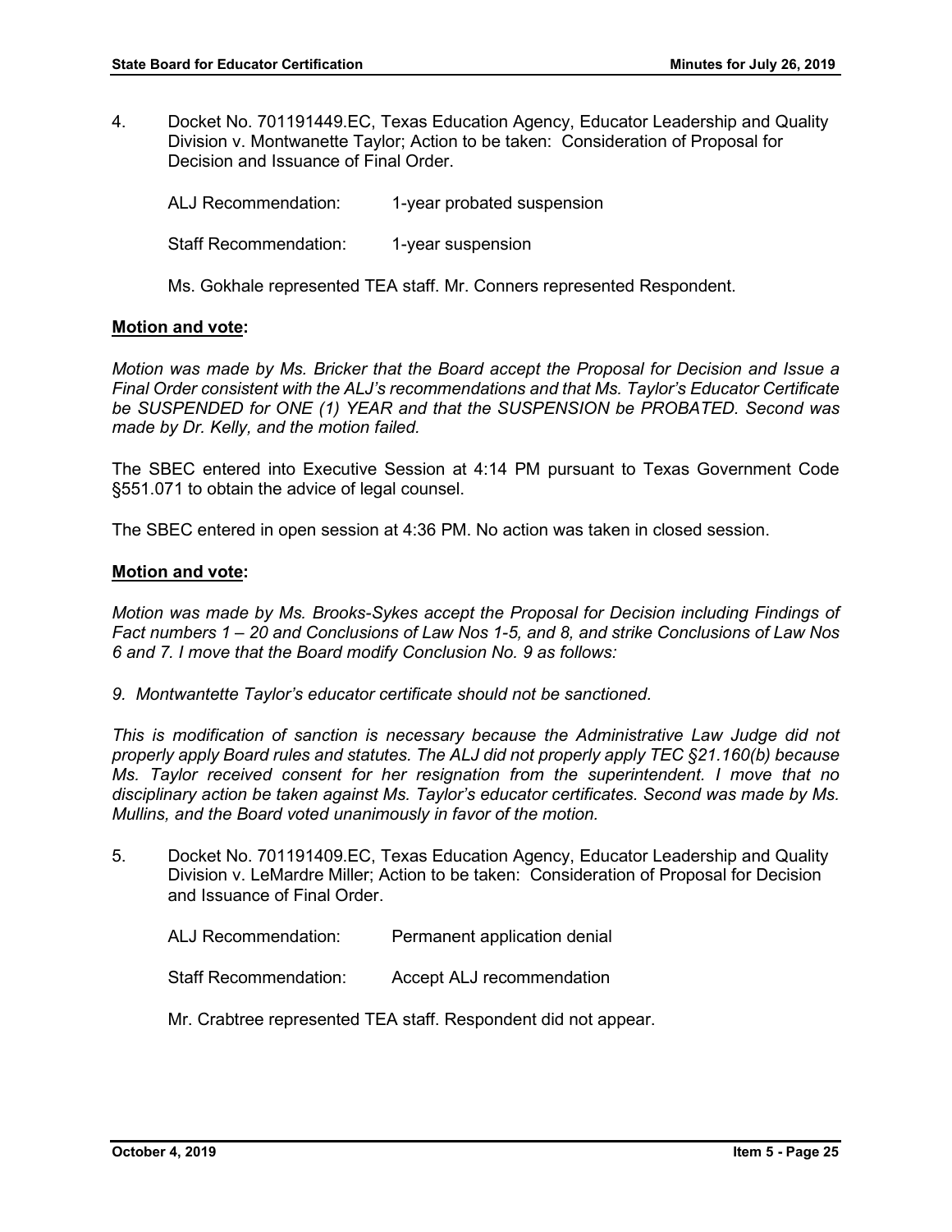4. Docket No. 701191449.EC, Texas Education Agency, Educator Leadership and Quality Division v. Montwanette Taylor; Action to be taken: Consideration of Proposal for Decision and Issuance of Final Order.

   ALJ Recommendation: 1-year probated suspension

   Staff Recommendation: 1-year suspension

   Ms. Gokhale represented TEA staff. Mr. Conners represented Respondent.

**Motion and vote:**

*Motion was made by Ms. Bricker that the Board accept the Proposal for Decision and Issue a Final Order consistent with the ALJ's recommendations and that Ms. Taylor's Educator Certificate be SUSPENDED for ONE (1) YEAR and that the SUSPENSION be PROBATED. Second was made by Dr. Kelly, and the motion failed.*

The SBEC entered into Executive Session at 4:14 PM pursuant to Texas Government Code §551.071 to obtain the advice of legal counsel.

The SBEC entered in open session at 4:36 PM. No action was taken in closed session.

**Motion and vote:**

*Motion was made by Ms. Brooks-Sykes accept the Proposal for Decision including Findings of Fact numbers 1 – 20 and Conclusions of Law Nos 1-5, and 8, and strike Conclusions of Law Nos 6 and 7. I move that the Board modify Conclusion No. 9 as follows:*

*9. Montwantette Taylor's educator certificate should not be sanctioned.*

*This is modification of sanction is necessary because the Administrative Law Judge did not properly apply Board rules and statutes. The ALJ did not properly apply TEC §21.160(b) because Ms. Taylor received consent for her resignation from the superintendent. I move that no disciplinary action be taken against Ms. Taylor's educator certificates. Second was made by Ms. Mullins, and the Board voted unanimously in favor of the motion.*

5. Docket No. 701191409.EC, Texas Education Agency, Educator Leadership and Quality Division v. LeMardre Miller; Action to be taken: Consideration of Proposal for Decision and Issuance of Final Order.

   ALJ Recommendation: Permanent application denial

   Staff Recommendation: Accept ALJ recommendation

   Mr. Crabtree represented TEA staff. Respondent did not appear.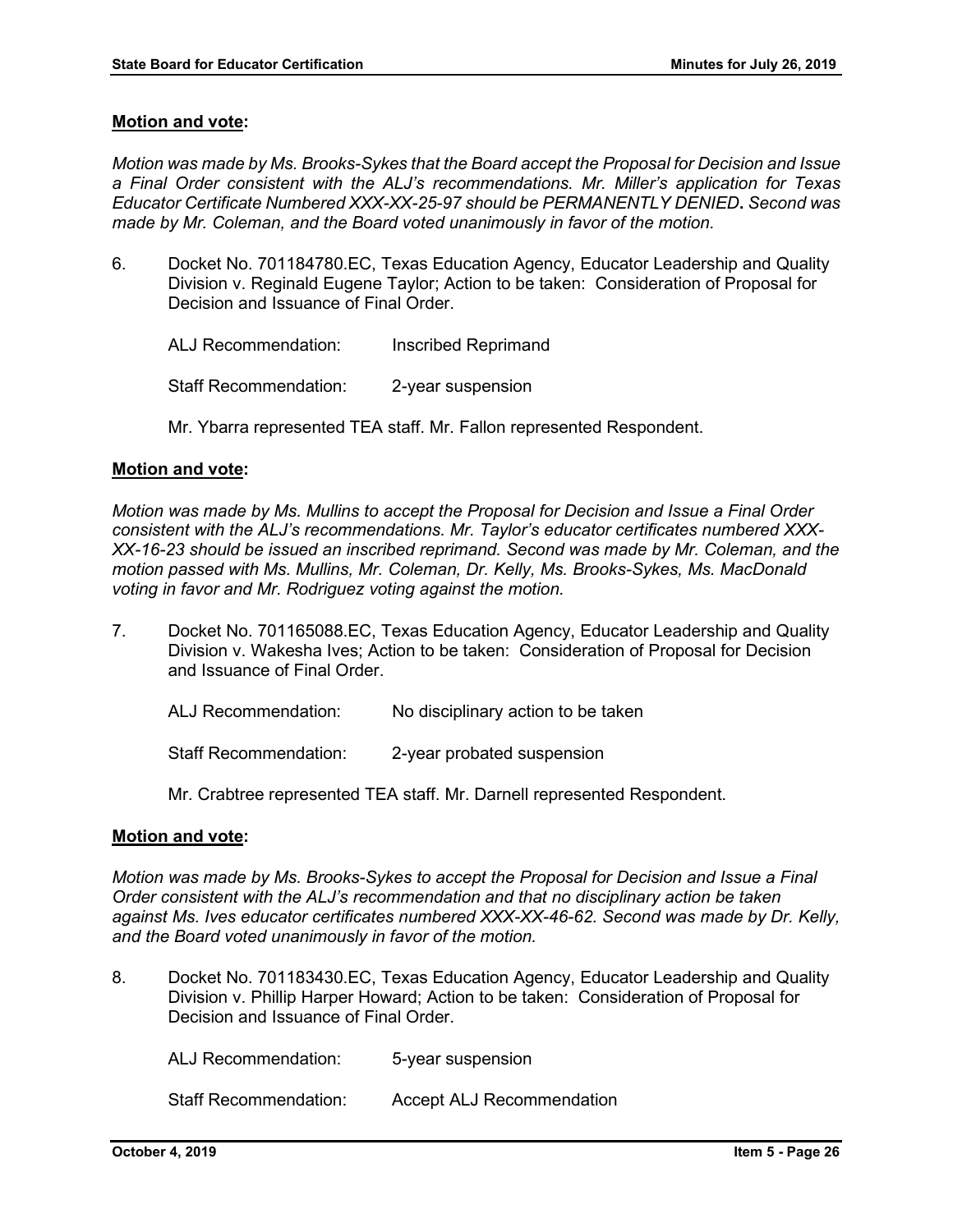**Motion and vote:**

*Motion was made by Ms. Brooks-Sykes that the Board accept the Proposal for Decision and Issue a Final Order consistent with the ALJ's recommendations. Mr. Miller's application for Texas Educator Certificate Numbered XXX-XX-25-97 should be PERMANENTLY DENIED***.** *Second was made by Mr. Coleman, and the Board voted unanimously in favor of the motion.*

6. Docket No. 701184780.EC, Texas Education Agency, Educator Leadership and Quality Division v. Reginald Eugene Taylor; Action to be taken: Consideration of Proposal for Decision and Issuance of Final Order.

   ALJ Recommendation: Inscribed Reprimand

   Staff Recommendation: 2-year suspension

   Mr. Ybarra represented TEA staff. Mr. Fallon represented Respondent.

**Motion and vote:**

*Motion was made by Ms. Mullins to accept the Proposal for Decision and Issue a Final Order consistent with the ALJ's recommendations. Mr. Taylor's educator certificates numbered XXX-XX-16-23 should be issued an inscribed reprimand. Second was made by Mr. Coleman, and the motion passed with Ms. Mullins, Mr. Coleman, Dr. Kelly, Ms. Brooks-Sykes, Ms. MacDonald voting in favor and Mr. Rodriguez voting against the motion.*

7. Docket No. 701165088.EC, Texas Education Agency, Educator Leadership and Quality Division v. Wakesha Ives; Action to be taken: Consideration of Proposal for Decision and Issuance of Final Order.

   ALJ Recommendation: No disciplinary action to be taken

   Staff Recommendation: 2-year probated suspension

   Mr. Crabtree represented TEA staff. Mr. Darnell represented Respondent.

**Motion and vote:**

*Motion was made by Ms. Brooks-Sykes to accept the Proposal for Decision and Issue a Final Order consistent with the ALJ's recommendation and that no disciplinary action be taken against Ms. Ives educator certificates numbered XXX-XX-46-62. Second was made by Dr. Kelly, and the Board voted unanimously in favor of the motion.*

8. Docket No. 701183430.EC, Texas Education Agency, Educator Leadership and Quality Division v. Phillip Harper Howard; Action to be taken: Consideration of Proposal for Decision and Issuance of Final Order.

   ALJ Recommendation: 5-year suspension

   Staff Recommendation: Accept ALJ Recommendation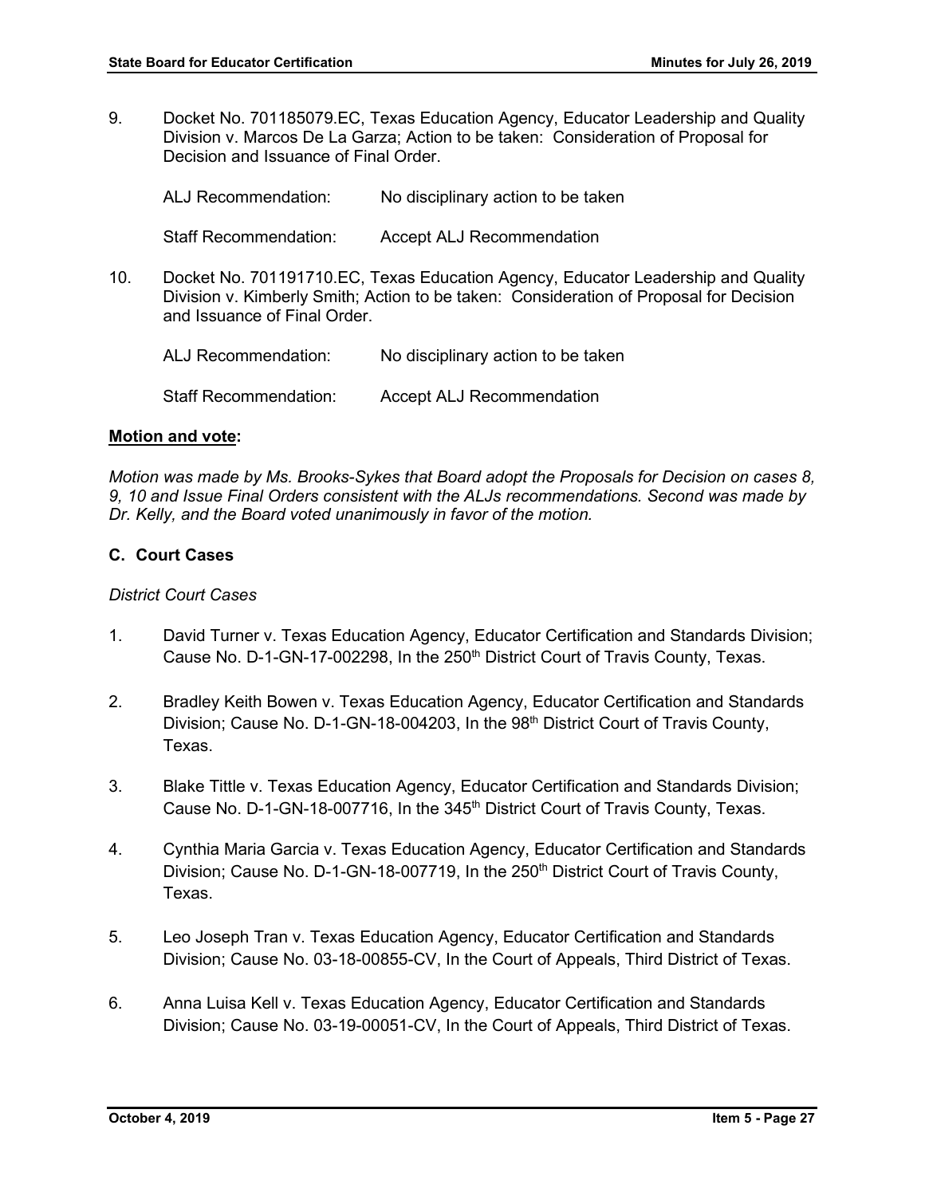9. Docket No. 701185079.EC, Texas Education Agency, Educator Leadership and Quality Division v. Marcos De La Garza; Action to be taken: Consideration of Proposal for Decision and Issuance of Final Order.

   ALJ Recommendation: No disciplinary action to be taken

   Staff Recommendation: Accept ALJ Recommendation

10. Docket No. 701191710.EC, Texas Education Agency, Educator Leadership and Quality Division v. Kimberly Smith; Action to be taken: Consideration of Proposal for Decision and Issuance of Final Order.

    ALJ Recommendation: No disciplinary action to be taken

    Staff Recommendation: Accept ALJ Recommendation

**Motion and vote:**

*Motion was made by Ms. Brooks-Sykes that Board adopt the Proposals for Decision on cases 8, 9, 10 and Issue Final Orders consistent with the ALJs recommendations. Second was made by Dr. Kelly, and the Board voted unanimously in favor of the motion.*

### C. Court Cases

*District Court Cases*

1. David Turner v. Texas Education Agency, Educator Certification and Standards Division; Cause No. D-1-GN-17-002298, In the 250th District Court of Travis County, Texas.

2. Bradley Keith Bowen v. Texas Education Agency, Educator Certification and Standards Division; Cause No. D-1-GN-18-004203, In the 98th District Court of Travis County, Texas.

3. Blake Tittle v. Texas Education Agency, Educator Certification and Standards Division; Cause No. D-1-GN-18-007716, In the 345th District Court of Travis County, Texas.

4. Cynthia Maria Garcia v. Texas Education Agency, Educator Certification and Standards Division; Cause No. D-1-GN-18-007719, In the 250th District Court of Travis County, Texas.

5. Leo Joseph Tran v. Texas Education Agency, Educator Certification and Standards Division; Cause No. 03-18-00855-CV, In the Court of Appeals, Third District of Texas.

6. Anna Luisa Kell v. Texas Education Agency, Educator Certification and Standards Division; Cause No. 03-19-00051-CV, In the Court of Appeals, Third District of Texas.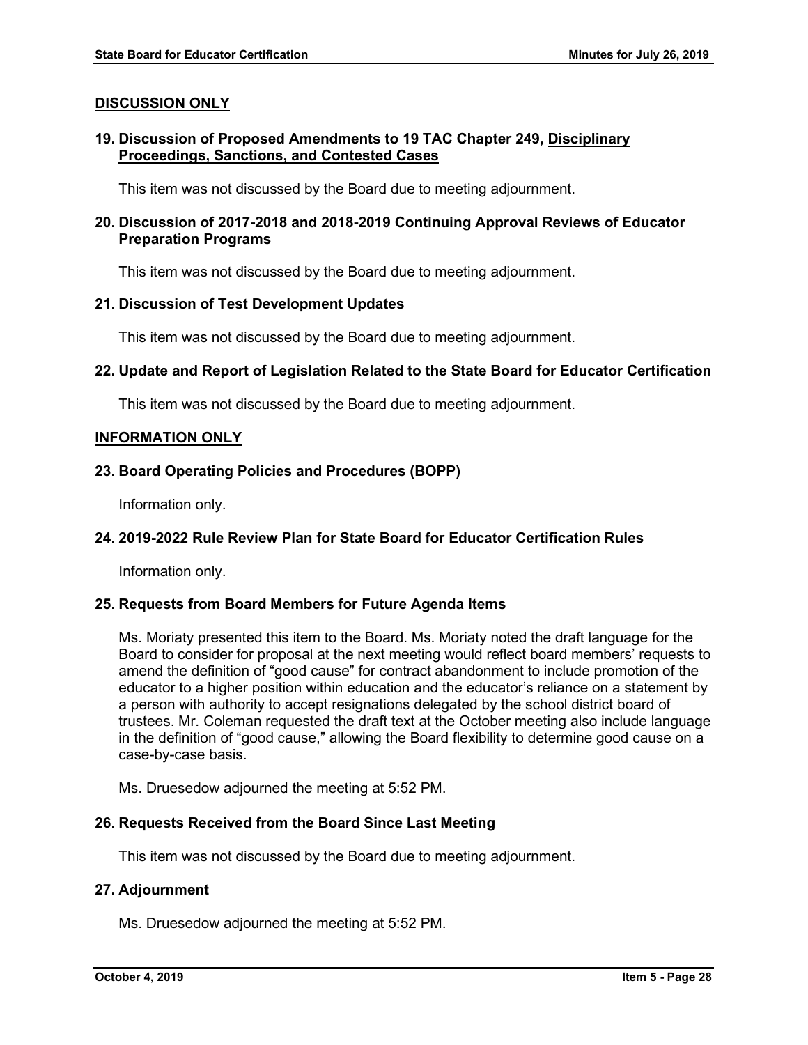## DISCUSSION ONLY

### 19. Discussion of Proposed Amendments to 19 TAC Chapter 249, Disciplinary Proceedings, Sanctions, and Contested Cases

This item was not discussed by the Board due to meeting adjournment.

### 20. Discussion of 2017-2018 and 2018-2019 Continuing Approval Reviews of Educator Preparation Programs

This item was not discussed by the Board due to meeting adjournment.

### 21. Discussion of Test Development Updates

This item was not discussed by the Board due to meeting adjournment.

### 22. Update and Report of Legislation Related to the State Board for Educator Certification

This item was not discussed by the Board due to meeting adjournment.

## INFORMATION ONLY

### 23. Board Operating Policies and Procedures (BOPP)

Information only.

### 24. 2019-2022 Rule Review Plan for State Board for Educator Certification Rules

Information only.

### 25. Requests from Board Members for Future Agenda Items

Ms. Moriaty presented this item to the Board. Ms. Moriaty noted the draft language for the Board to consider for proposal at the next meeting would reflect board members' requests to amend the definition of "good cause" for contract abandonment to include promotion of the educator to a higher position within education and the educator's reliance on a statement by a person with authority to accept resignations delegated by the school district board of trustees. Mr. Coleman requested the draft text at the October meeting also include language in the definition of "good cause," allowing the Board flexibility to determine good cause on a case-by-case basis.

Ms. Druesedow adjourned the meeting at 5:52 PM.

### 26. Requests Received from the Board Since Last Meeting

This item was not discussed by the Board due to meeting adjournment.

### 27. Adjournment

Ms. Druesedow adjourned the meeting at 5:52 PM.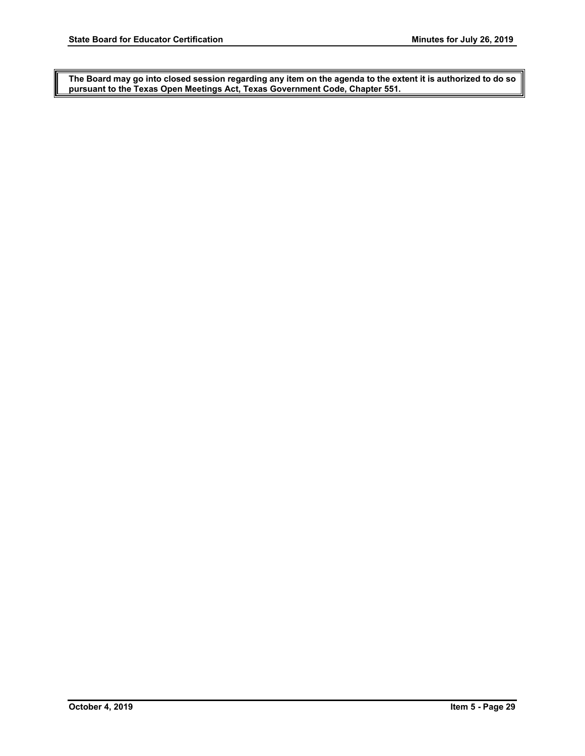**The Board may go into closed session regarding any item on the agenda to the extent it is authorized to do so pursuant to the Texas Open Meetings Act, Texas Government Code, Chapter 551.**